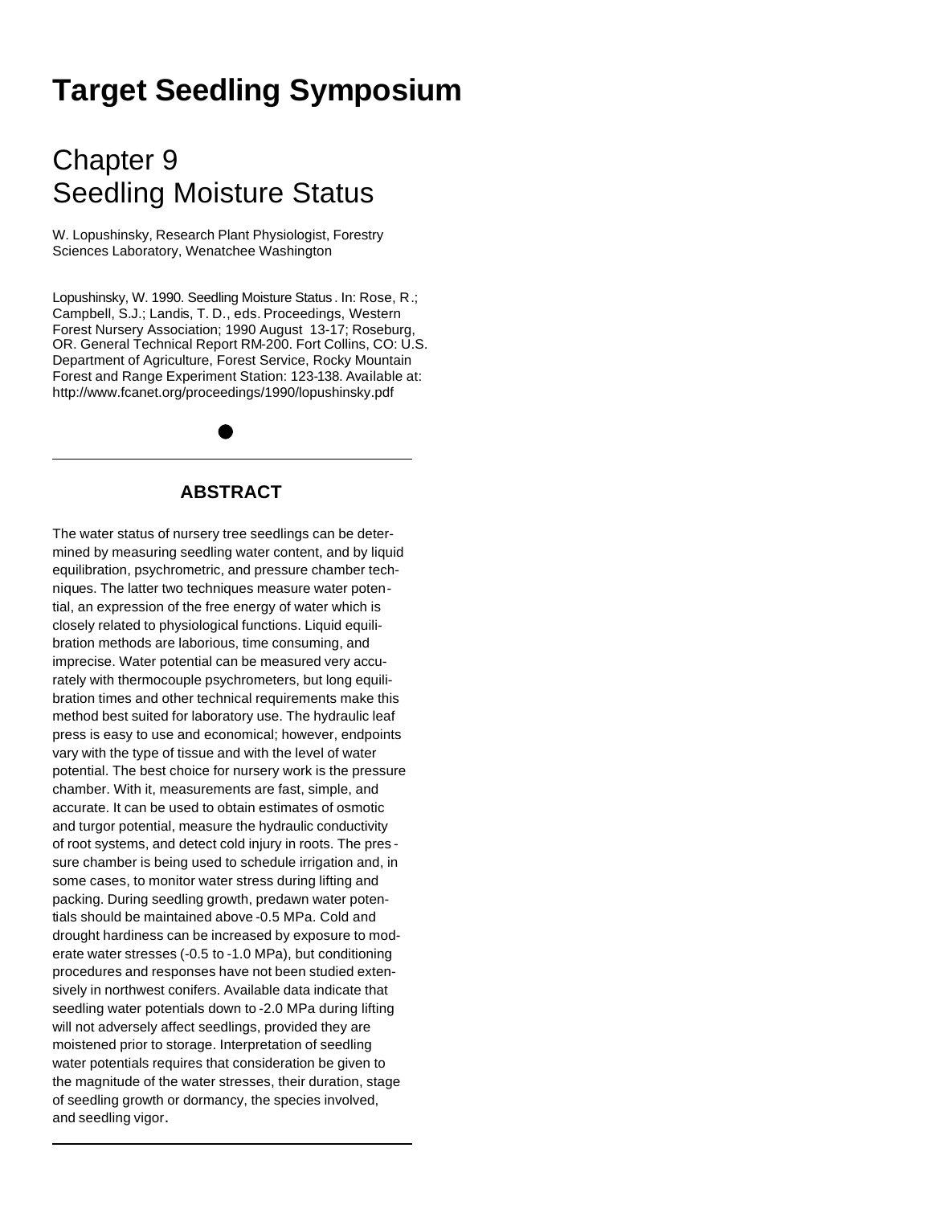# Target Seedling Symposium

## Chapter 9
## Seedling Moisture Status

W. Lopushinsky, Research Plant Physiologist, Forestry Sciences Laboratory, Wenatchee Washington

Lopushinsky, W. 1990. Seedling Moisture Status. In: Rose, R.; Campbell, S.J.; Landis, T. D., eds. Proceedings, Western Forest Nursery Association; 1990 August 13-17; Roseburg, OR. General Technical Report RM-200. Fort Collins, CO: U.S. Department of Agriculture, Forest Service, Rocky Mountain Forest and Range Experiment Station: 123-138. Available at: http://www.fcanet.org/proceedings/1990/lopushinsky.pdf

---

### ABSTRACT

The water status of nursery tree seedlings can be determined by measuring seedling water content, and by liquid equilibration, psychrometric, and pressure chamber techniques. The latter two techniques measure water potential, an expression of the free energy of water which is closely related to physiological functions. Liquid equilibration methods are laborious, time consuming, and imprecise. Water potential can be measured very accurately with thermocouple psychrometers, but long equilibration times and other technical requirements make this method best suited for laboratory use. The hydraulic leaf press is easy to use and economical; however, endpoints vary with the type of tissue and with the level of water potential. The best choice for nursery work is the pressure chamber. With it, measurements are fast, simple, and accurate. It can be used to obtain estimates of osmotic and turgor potential, measure the hydraulic conductivity of root systems, and detect cold injury in roots. The pressure chamber is being used to schedule irrigation and, in some cases, to monitor water stress during lifting and packing. During seedling growth, predawn water potentials should be maintained above -0.5 MPa. Cold and drought hardiness can be increased by exposure to moderate water stresses (-0.5 to -1.0 MPa), but conditioning procedures and responses have not been studied extensively in northwest conifers. Available data indicate that seedling water potentials down to -2.0 MPa during lifting will not adversely affect seedlings, provided they are moistened prior to storage. Interpretation of seedling water potentials requires that consideration be given to the magnitude of the water stresses, their duration, stage of seedling growth or dormancy, the species involved, and seedling vigor.

---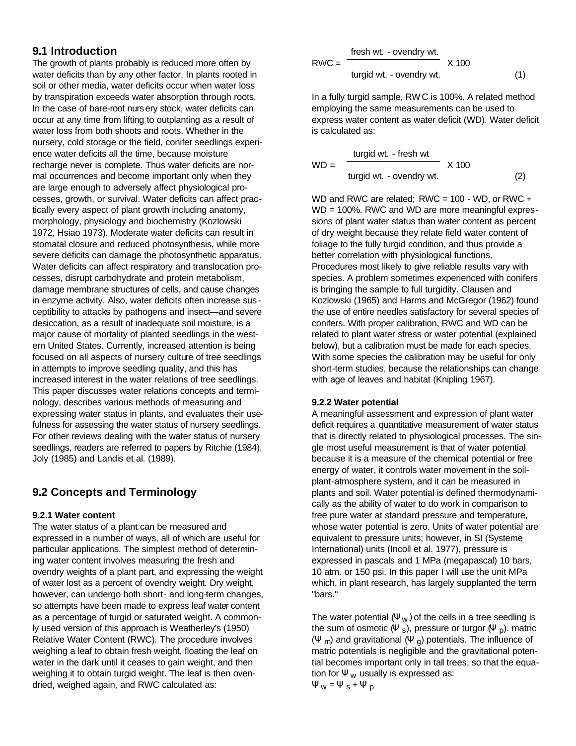## 9.1 Introduction

The growth of plants probably is reduced more often by water deficits than by any other factor. In plants rooted in soil or other media, water deficits occur when water loss by transpiration exceeds water absorption through roots. In the case of bare-root nursery stock, water deficits can occur at any time from lifting to outplanting as a result of water loss from both shoots and roots. Whether in the nursery, cold storage or the field, conifer seedlings experience water deficits all the time, because moisture recharge never is complete. Thus water deficits are normal occurrences and become important only when they are large enough to adversely affect physiological processes, growth, or survival. Water deficits can affect practically every aspect of plant growth including anatomy, morphology, physiology and biochemistry (Kozlowski 1972, Hsiao 1973). Moderate water deficits can result in stomatal closure and reduced photosynthesis, while more severe deficits can damage the photosynthetic apparatus. Water deficits can affect respiratory and translocation processes, disrupt carbohydrate and protein metabolism, damage membrane structures of cells, and cause changes in enzyme activity. Also, water deficits often increase susceptibility to attacks by pathogens and insect—and severe desiccation, as a result of inadequate soil moisture, is a major cause of mortality of planted seedlings in the western United States. Currently, increased attention is being focused on all aspects of nursery culture of tree seedlings in attempts to improve seedling quality, and this has increased interest in the water relations of tree seedlings. This paper discusses water relations concepts and terminology, describes various methods of measuring and expressing water status in plants, and evaluates their usefulness for assessing the water status of nursery seedlings. For other reviews dealing with the water status of nursery seedlings, readers are referred to papers by Ritchie (1984), Joly (1985) and Landis et al. (1989).

## 9.2 Concepts and Terminology

### 9.2.1 Water content

The water status of a plant can be measured and expressed in a number of ways, all of which are useful for particular applications. The simplest method of determining water content involves measuring the fresh and ovendry weights of a plant part, and expressing the weight of water lost as a percent of ovendry weight. Dry weight, however, can undergo both short- and long-term changes, so attempts have been made to express leaf water content as a percentage of turgid or saturated weight. A commonly used version of this approach is Weatherley's (1950) Relative Water Content (RWC). The procedure involves weighing a leaf to obtain fresh weight, floating the leaf on water in the dark until it ceases to gain weight, and then weighing it to obtain turgid weight. The leaf is then ovendried, weighed again, and RWC calculated as:

$$RWC = \frac{\text{fresh wt. - ovendry wt.}}{\text{turgid wt. - ovendry wt.}} \times 100 \qquad (1)$$

In a fully turgid sample, RWC is 100%. A related method employing the same measurements can be used to express water content as water deficit (WD). Water deficit is calculated as:

$$WD = \frac{\text{turgid wt. - fresh wt}}{\text{turgid wt. - ovendry wt.}} \times 100 \qquad (2)$$

WD and RWC are related; RWC = 100 - WD, or RWC + WD = 100%. RWC and WD are more meaningful expressions of plant water status than water content as percent of dry weight because they relate field water content of foliage to the fully turgid condition, and thus provide a better correlation with physiological functions. Procedures most likely to give reliable results vary with species. A problem sometimes experienced with conifers is bringing the sample to full turgidity. Clausen and Kozlowski (1965) and Harms and McGregor (1962) found the use of entire needles satisfactory for several species of conifers. With proper calibration, RWC and WD can be related to plant water stress or water potential (explained below), but a calibration must be made for each species. With some species the calibration may be useful for only short-term studies, because the relationships can change with age of leaves and habitat (Knipling 1967).

### 9.2.2 Water potential

A meaningful assessment and expression of plant water deficit requires a quantitative measurement of water status that is directly related to physiological processes. The single most useful measurement is that of water potential because it is a measure of the chemical potential or free energy of water, it controls water movement in the soil-plant-atmosphere system, and it can be measured in plants and soil. Water potential is defined thermodynamically as the ability of water to do work in comparison to free pure water at standard pressure and temperature, whose water potential is zero. Units of water potential are equivalent to pressure units; however, in SI (Systeme International) units (Incoll et al. 1977), pressure is expressed in pascals and 1 MPa (megapascal) 10 bars, 10 atm. or 150 psi. In this paper I will use the unit MPa which, in plant research, has largely supplanted the term "bars."

The water potential ($\Psi_w$) of the cells in a tree seedling is the sum of osmotic ($\Psi_s$), pressure or turgor ($\Psi_p$). matric ($\Psi_m$) and gravitational ($\Psi_g$) potentials. The influence of matric potentials is negligible and the gravitational potential becomes important only in tall trees, so that the equation for $\Psi_w$ usually is expressed as:

$$\Psi_w = \Psi_s + \Psi_p$$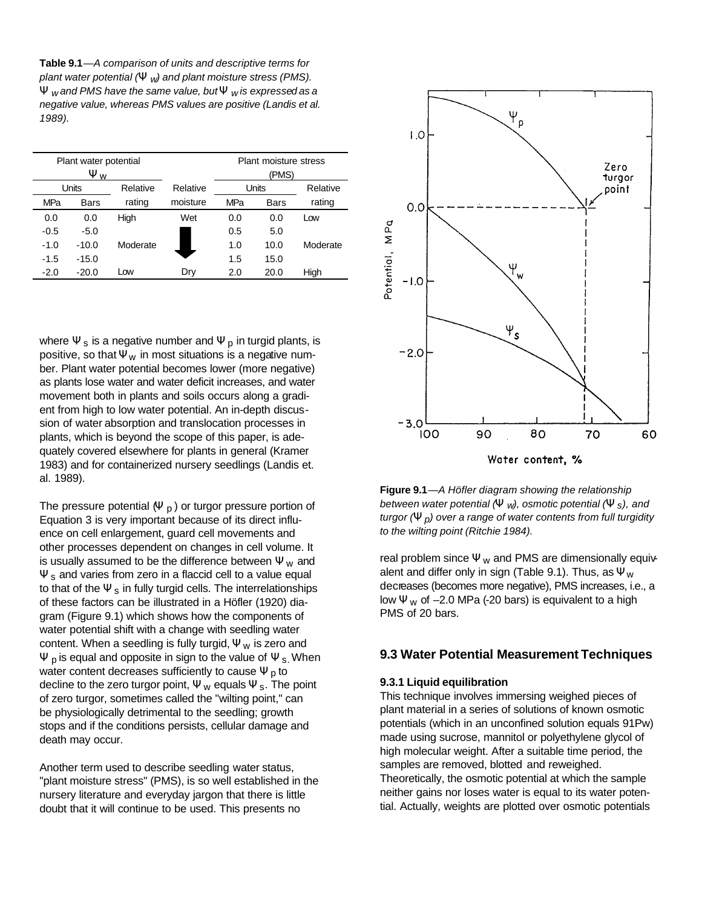**Table 9.1**—*A comparison of units and descriptive terms for plant water potential ($\Psi_W$) and plant moisture stress (PMS). $\Psi_W$ and PMS have the same value, but $\Psi_W$ is expressed as a negative value, whereas PMS values are positive (Landis et al. 1989).*

| Plant water potential $\Psi_W$ | | | | Plant moisture stress (PMS) | | |
|---|---|---|---|---|---|---|
| Units | | Relative | Relative | Units | | Relative |
| MPa | Bars | rating | moisture | MPa | Bars | rating |
| 0.0 | 0.0 | High | Wet | 0.0 | 0.0 | Low |
| -0.5 | -5.0 | | | 0.5 | 5.0 | |
| -1.0 | -10.0 | Moderate | | 1.0 | 10.0 | Moderate |
| -1.5 | -15.0 | | | 1.5 | 15.0 | |
| -2.0 | -20.0 | Low | Dry | 2.0 | 20.0 | High |

where $\Psi_s$ is a negative number and $\Psi_p$ in turgid plants, is positive, so that $\Psi_W$ in most situations is a negative number. Plant water potential becomes lower (more negative) as plants lose water and water deficit increases, and water movement both in plants and soils occurs along a gradient from high to low water potential. An in-depth discussion of water absorption and translocation processes in plants, which is beyond the scope of this paper, is adequately covered elsewhere for plants in general (Kramer 1983) and for containerized nursery seedlings (Landis et. al. 1989).

The pressure potential ($\Psi_p$) or turgor pressure portion of Equation 3 is very important because of its direct influence on cell enlargement, guard cell movements and other processes dependent on changes in cell volume. It is usually assumed to be the difference between $\Psi_W$ and $\Psi_s$ and varies from zero in a flaccid cell to a value equal to that of the $\Psi_s$ in fully turgid cells. The interrelationships of these factors can be illustrated in a Höfler (1920) diagram (Figure 9.1) which shows how the components of water potential shift with a change with seedling water content. When a seedling is fully turgid, $\Psi_W$ is zero and $\Psi_p$ is equal and opposite in sign to the value of $\Psi_s$. When water content decreases sufficiently to cause $\Psi_p$ to decline to the zero turgor point, $\Psi_W$ equals $\Psi_s$. The point of zero turgor, sometimes called the "wilting point," can be physiologically detrimental to the seedling; growth stops and if the conditions persists, cellular damage and death may occur.

Another term used to describe seedling water status, "plant moisture stress" (PMS), is so well established in the nursery literature and everyday jargon that there is little doubt that it will continue to be used. This presents no real problem since $\Psi_W$ and PMS are dimensionally equivalent and differ only in sign (Table 9.1). Thus, as $\Psi_W$ decreases (becomes more negative), PMS increases, i.e., a low $\Psi_W$ of –2.0 MPa (-20 bars) is equivalent to a high PMS of 20 bars.

**Figure 9.1**—*A Höfler diagram showing the relationship between water potential ($\Psi_W$), osmotic potential ($\Psi_S$), and turgor ($\Psi_p$) over a range of water contents from full turgidity to the wilting point (Ritchie 1984).*

## 9.3 Water Potential Measurement Techniques

### 9.3.1 Liquid equilibration

This technique involves immersing weighed pieces of plant material in a series of solutions of known osmotic potentials (which in an unconfined solution equals 91Pw) made using sucrose, mannitol or polyethylene glycol of high molecular weight. After a suitable time period, the samples are removed, blotted and reweighed. Theoretically, the osmotic potential at which the sample neither gains nor loses water is equal to its water potential. Actually, weights are plotted over osmotic potentials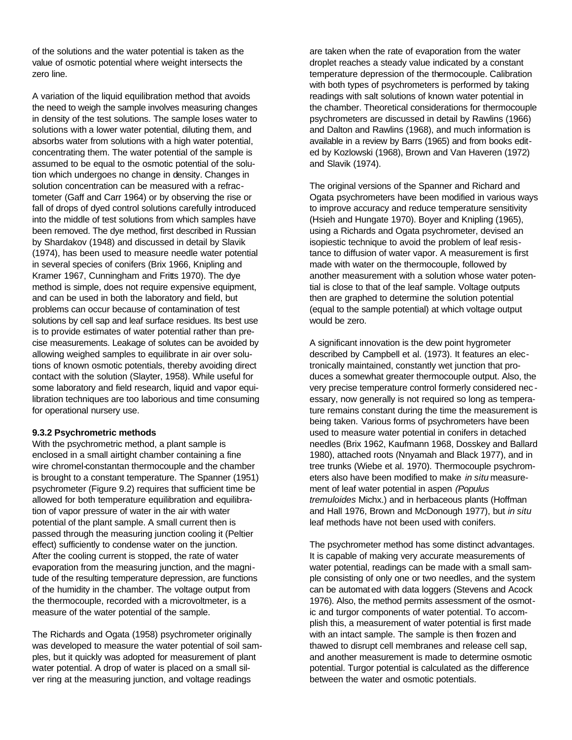of the solutions and the water potential is taken as the value of osmotic potential where weight intersects the zero line.

A variation of the liquid equilibration method that avoids the need to weigh the sample involves measuring changes in density of the test solutions. The sample loses water to solutions with a lower water potential, diluting them, and absorbs water from solutions with a high water potential, concentrating them. The water potential of the sample is assumed to be equal to the osmotic potential of the solution which undergoes no change in density. Changes in solution concentration can be measured with a refractometer (Gaff and Carr 1964) or by observing the rise or fall of drops of dyed control solutions carefully introduced into the middle of test solutions from which samples have been removed. The dye method, first described in Russian by Shardakov (1948) and discussed in detail by Slavik (1974), has been used to measure needle water potential in several species of conifers (Brix 1966, Knipling and Kramer 1967, Cunningham and Fritts 1970). The dye method is simple, does not require expensive equipment, and can be used in both the laboratory and field, but problems can occur because of contamination of test solutions by cell sap and leaf surface residues. Its best use is to provide estimates of water potential rather than precise measurements. Leakage of solutes can be avoided by allowing weighed samples to equilibrate in air over solutions of known osmotic potentials, thereby avoiding direct contact with the solution (Slayter, 1958). While useful for some laboratory and field research, liquid and vapor equilibration techniques are too laborious and time consuming for operational nursery use.

**9.3.2 Psychrometric methods**

With the psychrometric method, a plant sample is enclosed in a small airtight chamber containing a fine wire chromel-constantan thermocouple and the chamber is brought to a constant temperature. The Spanner (1951) psychrometer (Figure 9.2) requires that sufficient time be allowed for both temperature equilibration and equilibration of vapor pressure of water in the air with water potential of the plant sample. A small current then is passed through the measuring junction cooling it (Peltier effect) sufficiently to condense water on the junction. After the cooling current is stopped, the rate of water evaporation from the measuring junction, and the magnitude of the resulting temperature depression, are functions of the humidity in the chamber. The voltage output from the thermocouple, recorded with a microvoltmeter, is a measure of the water potential of the sample.

The Richards and Ogata (1958) psychrometer originally was developed to measure the water potential of soil samples, but it quickly was adopted for measurement of plant water potential. A drop of water is placed on a small silver ring at the measuring junction, and voltage readings are taken when the rate of evaporation from the water droplet reaches a steady value indicated by a constant temperature depression of the thermocouple. Calibration with both types of psychrometers is performed by taking readings with salt solutions of known water potential in the chamber. Theoretical considerations for thermocouple psychrometers are discussed in detail by Rawlins (1966) and Dalton and Rawlins (1968), and much information is available in a review by Barrs (1965) and from books edited by Kozlowski (1968), Brown and Van Haveren (1972) and Slavik (1974).

The original versions of the Spanner and Richard and Ogata psychrometers have been modified in various ways to improve accuracy and reduce temperature sensitivity (Hsieh and Hungate 1970). Boyer and Knipling (1965), using a Richards and Ogata psychrometer, devised an isopiestic technique to avoid the problem of leaf resistance to diffusion of water vapor. A measurement is first made with water on the thermocouple, followed by another measurement with a solution whose water potential is close to that of the leaf sample. Voltage outputs then are graphed to determine the solution potential (equal to the sample potential) at which voltage output would be zero.

A significant innovation is the dew point hygrometer described by Campbell et al. (1973). It features an electronically maintained, constantly wet junction that produces a somewhat greater thermocouple output. Also, the very precise temperature control formerly considered necessary, now generally is not required so long as temperature remains constant during the time the measurement is being taken. Various forms of psychrometers have been used to measure water potential in conifers in detached needles (Brix 1962, Kaufmann 1968, Dosskey and Ballard 1980), attached roots (Nnyamah and Black 1977), and in tree trunks (Wiebe et al. 1970). Thermocouple psychrometers also have been modified to make *in situ* measurement of leaf water potential in aspen *(Populus tremuloides* Michx.) and in herbaceous plants (Hoffman and Hall 1976, Brown and McDonough 1977), but *in situ* leaf methods have not been used with conifers.

The psychrometer method has some distinct advantages. It is capable of making very accurate measurements of water potential, readings can be made with a small sample consisting of only one or two needles, and the system can be automated with data loggers (Stevens and Acock 1976). Also, the method permits assessment of the osmotic and turgor components of water potential. To accomplish this, a measurement of water potential is first made with an intact sample. The sample is then frozen and thawed to disrupt cell membranes and release cell sap, and another measurement is made to determine osmotic potential. Turgor potential is calculated as the difference between the water and osmotic potentials.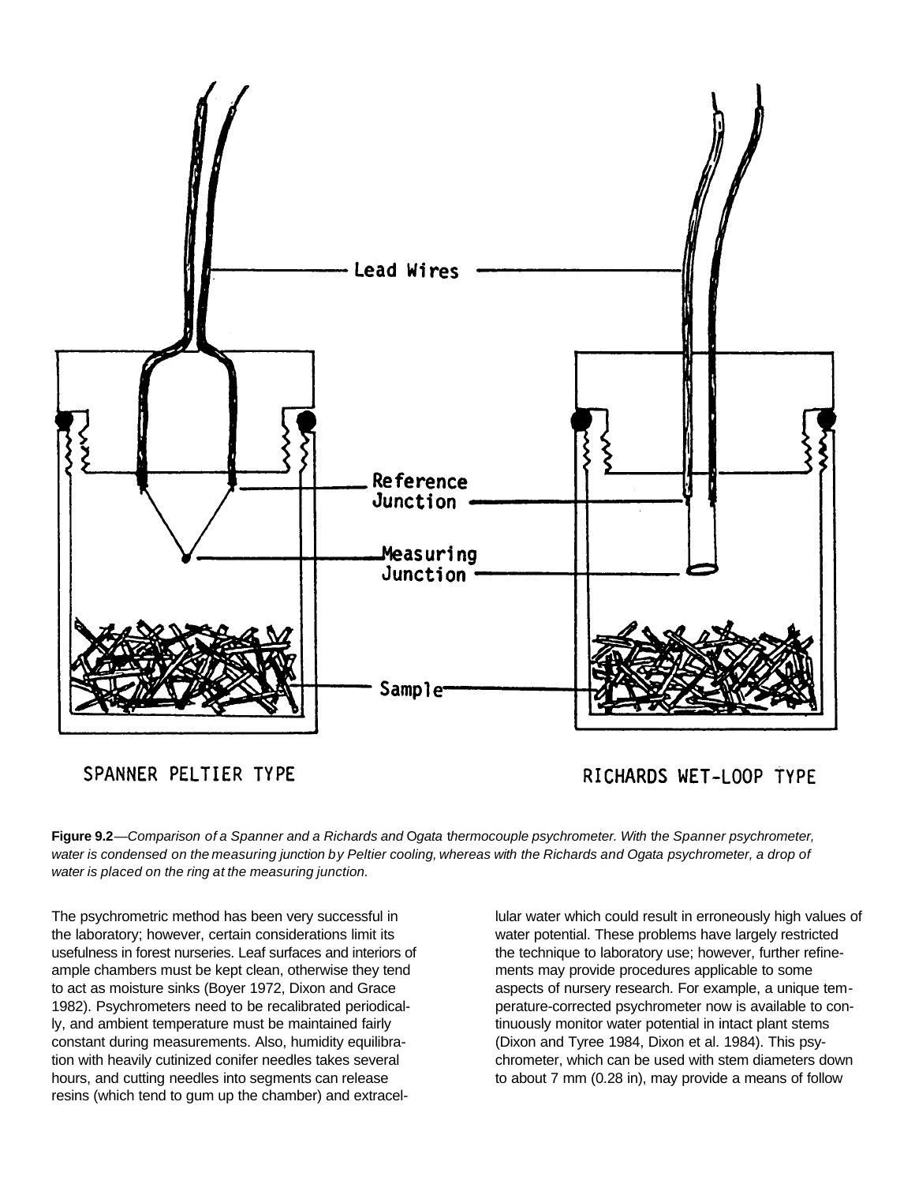**Figure 9.2**—*Comparison of a Spanner and a Richards and Ogata thermocouple psychrometer. With the Spanner psychrometer, water is condensed on the measuring junction by Peltier cooling, whereas with the Richards and Ogata psychrometer, a drop of water is placed on the ring at the measuring junction.*

The psychrometric method has been very successful in the laboratory; however, certain considerations limit its usefulness in forest nurseries. Leaf surfaces and interiors of ample chambers must be kept clean, otherwise they tend to act as moisture sinks (Boyer 1972, Dixon and Grace 1982). Psychrometers need to be recalibrated periodically, and ambient temperature must be maintained fairly constant during measurements. Also, humidity equilibration with heavily cutinized conifer needles takes several hours, and cutting needles into segments can release resins (which tend to gum up the chamber) and extracellular water which could result in erroneously high values of water potential. These problems have largely restricted the technique to laboratory use; however, further refinements may provide procedures applicable to some aspects of nursery research. For example, a unique temperature-corrected psychrometer now is available to continuously monitor water potential in intact plant stems (Dixon and Tyree 1984, Dixon et al. 1984). This psychrometer, which can be used with stem diameters down to about 7 mm (0.28 in), may provide a means of follow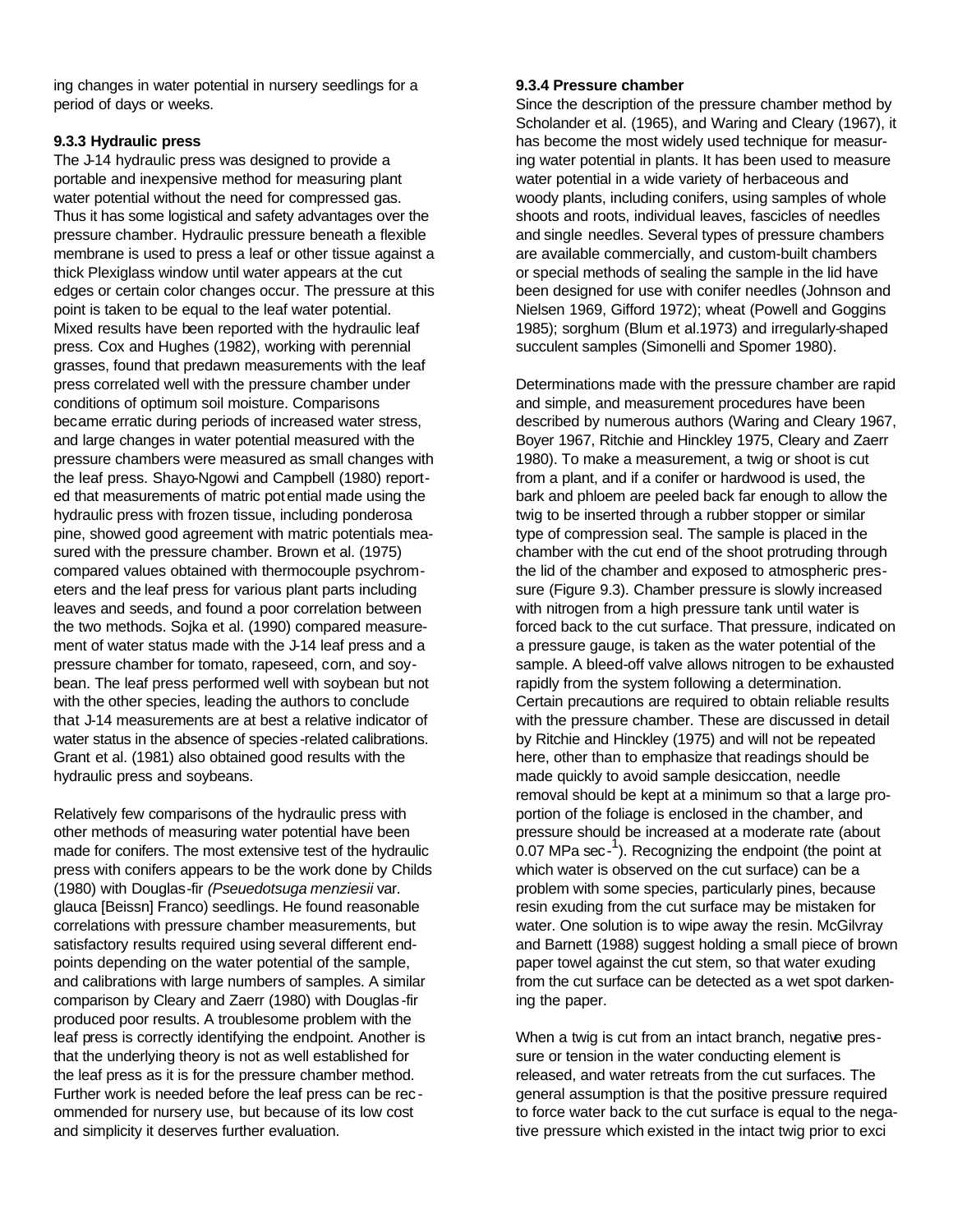ing changes in water potential in nursery seedlings for a period of days or weeks.

### 9.3.3 Hydraulic press

The J-14 hydraulic press was designed to provide a portable and inexpensive method for measuring plant water potential without the need for compressed gas. Thus it has some logistical and safety advantages over the pressure chamber. Hydraulic pressure beneath a flexible membrane is used to press a leaf or other tissue against a thick Plexiglass window until water appears at the cut edges or certain color changes occur. The pressure at this point is taken to be equal to the leaf water potential. Mixed results have been reported with the hydraulic leaf press. Cox and Hughes (1982), working with perennial grasses, found that predawn measurements with the leaf press correlated well with the pressure chamber under conditions of optimum soil moisture. Comparisons became erratic during periods of increased water stress, and large changes in water potential measured with the pressure chambers were measured as small changes with the leaf press. Shayo-Ngowi and Campbell (1980) reported that measurements of matric potential made using the hydraulic press with frozen tissue, including ponderosa pine, showed good agreement with matric potentials measured with the pressure chamber. Brown et al. (1975) compared values obtained with thermocouple psychrometers and the leaf press for various plant parts including leaves and seeds, and found a poor correlation between the two methods. Sojka et al. (1990) compared measurement of water status made with the J-14 leaf press and a pressure chamber for tomato, rapeseed, corn, and soybean. The leaf press performed well with soybean but not with the other species, leading the authors to conclude that J-14 measurements are at best a relative indicator of water status in the absence of species-related calibrations. Grant et al. (1981) also obtained good results with the hydraulic press and soybeans.

Relatively few comparisons of the hydraulic press with other methods of measuring water potential have been made for conifers. The most extensive test of the hydraulic press with conifers appears to be the work done by Childs (1980) with Douglas-fir *(Pseuedotsuga menziesii* var. glauca [Beissn] Franco) seedlings. He found reasonable correlations with pressure chamber measurements, but satisfactory results required using several different endpoints depending on the water potential of the sample, and calibrations with large numbers of samples. A similar comparison by Cleary and Zaerr (1980) with Douglas-fir produced poor results. A troublesome problem with the leaf press is correctly identifying the endpoint. Another is that the underlying theory is not as well established for the leaf press as it is for the pressure chamber method. Further work is needed before the leaf press can be recommended for nursery use, but because of its low cost and simplicity it deserves further evaluation.

### 9.3.4 Pressure chamber

Since the description of the pressure chamber method by Scholander et al. (1965), and Waring and Cleary (1967), it has become the most widely used technique for measuring water potential in plants. It has been used to measure water potential in a wide variety of herbaceous and woody plants, including conifers, using samples of whole shoots and roots, individual leaves, fascicles of needles and single needles. Several types of pressure chambers are available commercially, and custom-built chambers or special methods of sealing the sample in the lid have been designed for use with conifer needles (Johnson and Nielsen 1969, Gifford 1972); wheat (Powell and Goggins 1985); sorghum (Blum et al.1973) and irregularly-shaped succulent samples (Simonelli and Spomer 1980).

Determinations made with the pressure chamber are rapid and simple, and measurement procedures have been described by numerous authors (Waring and Cleary 1967, Boyer 1967, Ritchie and Hinckley 1975, Cleary and Zaerr 1980). To make a measurement, a twig or shoot is cut from a plant, and if a conifer or hardwood is used, the bark and phloem are peeled back far enough to allow the twig to be inserted through a rubber stopper or similar type of compression seal. The sample is placed in the chamber with the cut end of the shoot protruding through the lid of the chamber and exposed to atmospheric pressure (Figure 9.3). Chamber pressure is slowly increased with nitrogen from a high pressure tank until water is forced back to the cut surface. That pressure, indicated on a pressure gauge, is taken as the water potential of the sample. A bleed-off valve allows nitrogen to be exhausted rapidly from the system following a determination. Certain precautions are required to obtain reliable results with the pressure chamber. These are discussed in detail by Ritchie and Hinckley (1975) and will not be repeated here, other than to emphasize that readings should be made quickly to avoid sample desiccation, needle removal should be kept at a minimum so that a large proportion of the foliage is enclosed in the chamber, and pressure should be increased at a moderate rate (about 0.07 MPa $sec^{-1}$). Recognizing the endpoint (the point at which water is observed on the cut surface) can be a problem with some species, particularly pines, because resin exuding from the cut surface may be mistaken for water. One solution is to wipe away the resin. McGilvray and Barnett (1988) suggest holding a small piece of brown paper towel against the cut stem, so that water exuding from the cut surface can be detected as a wet spot darkening the paper.

When a twig is cut from an intact branch, negative pressure or tension in the water conducting element is released, and water retreats from the cut surfaces. The general assumption is that the positive pressure required to force water back to the cut surface is equal to the negative pressure which existed in the intact twig prior to exci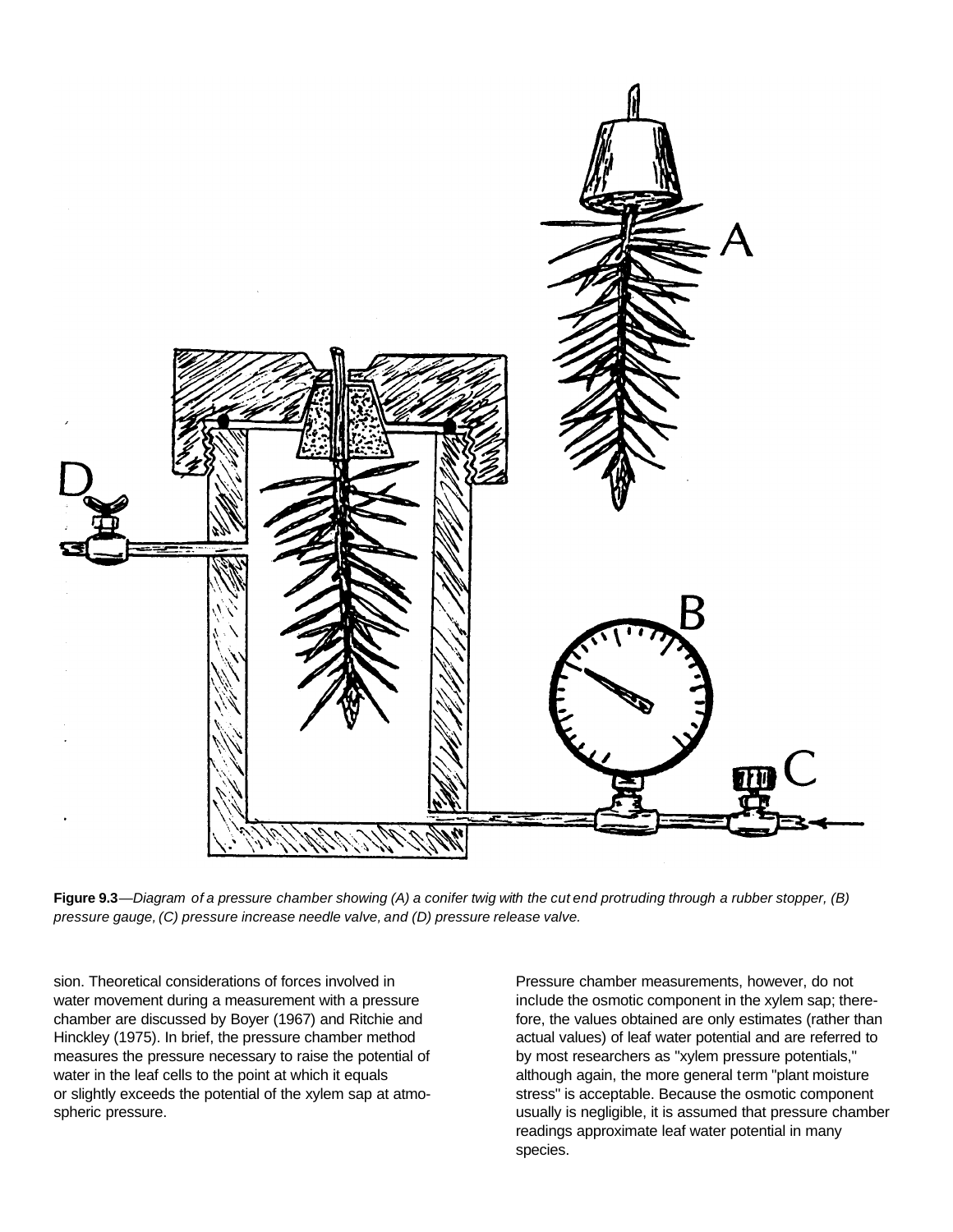**Figure 9.3**—*Diagram of a pressure chamber showing (A) a conifer twig with the cut end protruding through a rubber stopper, (B) pressure gauge, (C) pressure increase needle valve, and (D) pressure release valve.*

sion. Theoretical considerations of forces involved in water movement during a measurement with a pressure chamber are discussed by Boyer (1967) and Ritchie and Hinckley (1975). In brief, the pressure chamber method measures the pressure necessary to raise the potential of water in the leaf cells to the point at which it equals or slightly exceeds the potential of the xylem sap at atmospheric pressure.

Pressure chamber measurements, however, do not include the osmotic component in the xylem sap; therefore, the values obtained are only estimates (rather than actual values) of leaf water potential and are referred to by most researchers as "xylem pressure potentials," although again, the more general term "plant moisture stress" is acceptable. Because the osmotic component usually is negligible, it is assumed that pressure chamber readings approximate leaf water potential in many species.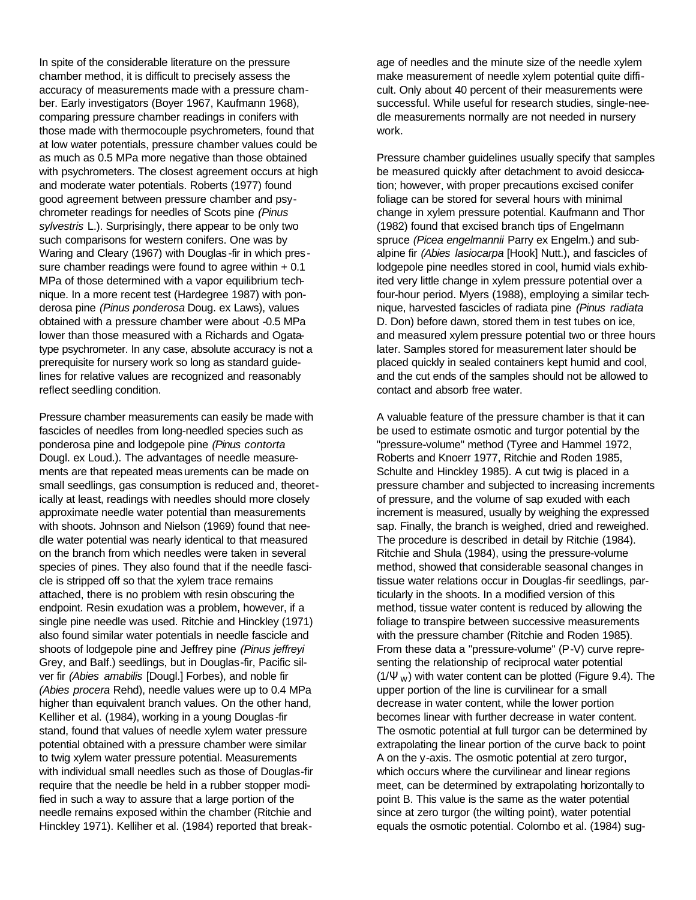In spite of the considerable literature on the pressure chamber method, it is difficult to precisely assess the accuracy of measurements made with a pressure chamber. Early investigators (Boyer 1967, Kaufmann 1968), comparing pressure chamber readings in conifers with those made with thermocouple psychrometers, found that at low water potentials, pressure chamber values could be as much as 0.5 MPa more negative than those obtained with psychrometers. The closest agreement occurs at high and moderate water potentials. Roberts (1977) found good agreement between pressure chamber and psychrometer readings for needles of Scots pine *(Pinus sylvestris* L.). Surprisingly, there appear to be only two such comparisons for western conifers. One was by Waring and Cleary (1967) with Douglas-fir in which pressure chamber readings were found to agree within + 0.1 MPa of those determined with a vapor equilibrium technique. In a more recent test (Hardegree 1987) with ponderosa pine *(Pinus ponderosa* Doug. ex Laws), values obtained with a pressure chamber were about -0.5 MPa lower than those measured with a Richards and Ogata-type psychrometer. In any case, absolute accuracy is not a prerequisite for nursery work so long as standard guidelines for relative values are recognized and reasonably reflect seedling condition.

Pressure chamber measurements can easily be made with fascicles of needles from long-needled species such as ponderosa pine and lodgepole pine *(Pinus contorta* Dougl. ex Loud.). The advantages of needle measurements are that repeated measurements can be made on small seedlings, gas consumption is reduced and, theoretically at least, readings with needles should more closely approximate needle water potential than measurements with shoots. Johnson and Nielson (1969) found that needle water potential was nearly identical to that measured on the branch from which needles were taken in several species of pines. They also found that if the needle fascicle is stripped off so that the xylem trace remains attached, there is no problem with resin obscuring the endpoint. Resin exudation was a problem, however, if a single pine needle was used. Ritchie and Hinckley (1971) also found similar water potentials in needle fascicle and shoots of lodgepole pine and Jeffrey pine *(Pinus jeffreyi* Grey, and Balf.) seedlings, but in Douglas-fir, Pacific silver fir *(Abies amabilis* [Dougl.] Forbes), and noble fir *(Abies procera* Rehd), needle values were up to 0.4 MPa higher than equivalent branch values. On the other hand, Kelliher et al. (1984), working in a young Douglas-fir stand, found that values of needle xylem water pressure potential obtained with a pressure chamber were similar to twig xylem water pressure potential. Measurements with individual small needles such as those of Douglas-fir require that the needle be held in a rubber stopper modified in such a way to assure that a large portion of the needle remains exposed within the chamber (Ritchie and Hinckley 1971). Kelliher et al. (1984) reported that breakage of needles and the minute size of the needle xylem make measurement of needle xylem potential quite difficult. Only about 40 percent of their measurements were successful. While useful for research studies, single-needle measurements normally are not needed in nursery work.

Pressure chamber guidelines usually specify that samples be measured quickly after detachment to avoid desiccation; however, with proper precautions excised conifer foliage can be stored for several hours with minimal change in xylem pressure potential. Kaufmann and Thor (1982) found that excised branch tips of Engelmann spruce *(Picea engelmannii* Parry ex Engelm.) and subalpine fir *(Abies lasiocarpa* [Hook] Nutt.), and fascicles of lodgepole pine needles stored in cool, humid vials exhibited very little change in xylem pressure potential over a four-hour period. Myers (1988), employing a similar technique, harvested fascicles of radiata pine *(Pinus radiata* D. Don) before dawn, stored them in test tubes on ice, and measured xylem pressure potential two or three hours later. Samples stored for measurement later should be placed quickly in sealed containers kept humid and cool, and the cut ends of the samples should not be allowed to contact and absorb free water.

A valuable feature of the pressure chamber is that it can be used to estimate osmotic and turgor potential by the "pressure-volume" method (Tyree and Hammel 1972, Roberts and Knoerr 1977, Ritchie and Roden 1985, Schulte and Hinckley 1985). A cut twig is placed in a pressure chamber and subjected to increasing increments of pressure, and the volume of sap exuded with each increment is measured, usually by weighing the expressed sap. Finally, the branch is weighed, dried and reweighed. The procedure is described in detail by Ritchie (1984). Ritchie and Shula (1984), using the pressure-volume method, showed that considerable seasonal changes in tissue water relations occur in Douglas-fir seedlings, particularly in the shoots. In a modified version of this method, tissue water content is reduced by allowing the foliage to transpire between successive measurements with the pressure chamber (Ritchie and Roden 1985). From these data a "pressure-volume" (P-V) curve representing the relationship of reciprocal water potential ($1/\Psi_w$) with water content can be plotted (Figure 9.4). The upper portion of the line is curvilinear for a small decrease in water content, while the lower portion becomes linear with further decrease in water content. The osmotic potential at full turgor can be determined by extrapolating the linear portion of the curve back to point A on the y-axis. The osmotic potential at zero turgor, which occurs where the curvilinear and linear regions meet, can be determined by extrapolating horizontally to point B. This value is the same as the water potential since at zero turgor (the wilting point), water potential equals the osmotic potential. Colombo et al. (1984) sug-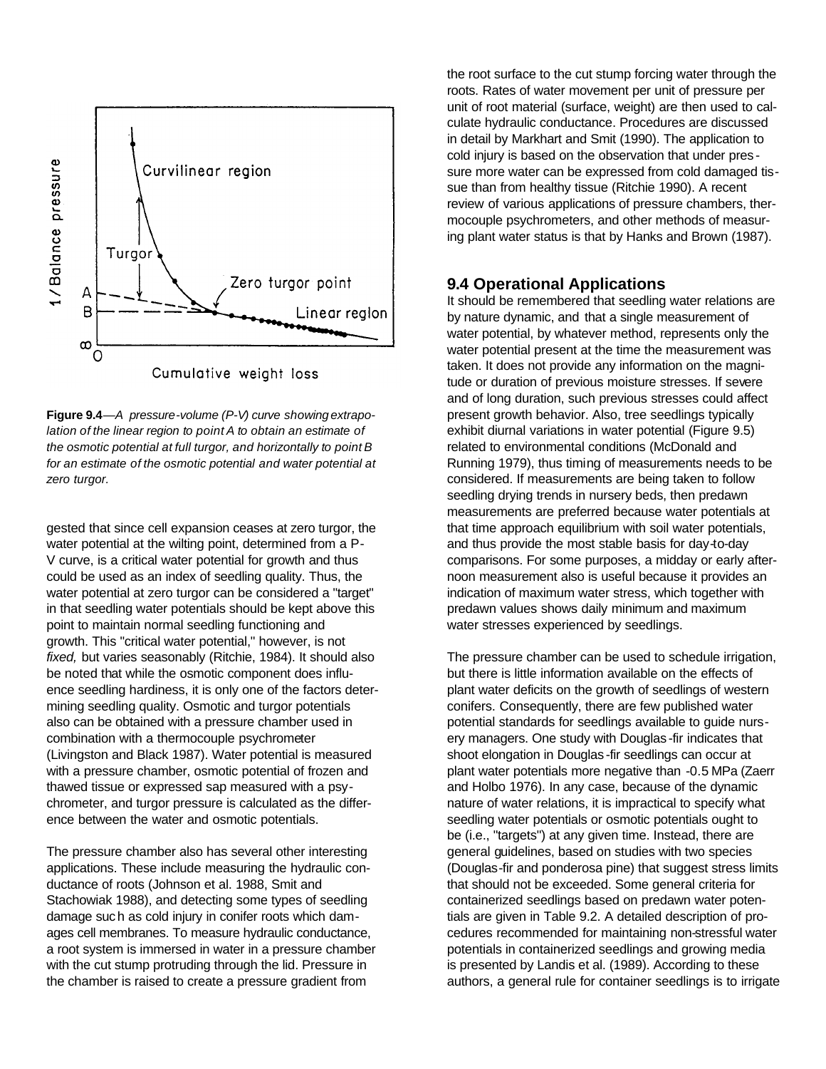**Figure 9.4**—*A pressure-volume (P-V) curve showing extrapolation of the linear region to point A to obtain an estimate of the osmotic potential at full turgor, and horizontally to point B for an estimate of the osmotic potential and water potential at zero turgor.*

gested that since cell expansion ceases at zero turgor, the water potential at the wilting point, determined from a P-V curve, is a critical water potential for growth and thus could be used as an index of seedling quality. Thus, the water potential at zero turgor can be considered a "target" in that seedling water potentials should be kept above this point to maintain normal seedling functioning and growth. This "critical water potential," however, is not *fixed,* but varies seasonably (Ritchie, 1984). It should also be noted that while the osmotic component does influence seedling hardiness, it is only one of the factors determining seedling quality. Osmotic and turgor potentials also can be obtained with a pressure chamber used in combination with a thermocouple psychrometer (Livingston and Black 1987). Water potential is measured with a pressure chamber, osmotic potential of frozen and thawed tissue or expressed sap measured with a psychrometer, and turgor pressure is calculated as the difference between the water and osmotic potentials.

The pressure chamber also has several other interesting applications. These include measuring the hydraulic conductance of roots (Johnson et al. 1988, Smit and Stachowiak 1988), and detecting some types of seedling damage such as cold injury in conifer roots which damages cell membranes. To measure hydraulic conductance, a root system is immersed in water in a pressure chamber with the cut stump protruding through the lid. Pressure in the chamber is raised to create a pressure gradient from the root surface to the cut stump forcing water through the roots. Rates of water movement per unit of pressure per unit of root material (surface, weight) are then used to calculate hydraulic conductance. Procedures are discussed in detail by Markhart and Smit (1990). The application to cold injury is based on the observation that under pressure more water can be expressed from cold damaged tissue than from healthy tissue (Ritchie 1990). A recent review of various applications of pressure chambers, thermocouple psychrometers, and other methods of measuring plant water status is that by Hanks and Brown (1987).

## 9.4 Operational Applications

It should be remembered that seedling water relations are by nature dynamic, and that a single measurement of water potential, by whatever method, represents only the water potential present at the time the measurement was taken. It does not provide any information on the magnitude or duration of previous moisture stresses. If severe and of long duration, such previous stresses could affect present growth behavior. Also, tree seedlings typically exhibit diurnal variations in water potential (Figure 9.5) related to environmental conditions (McDonald and Running 1979), thus timing of measurements needs to be considered. If measurements are being taken to follow seedling drying trends in nursery beds, then predawn measurements are preferred because water potentials at that time approach equilibrium with soil water potentials, and thus provide the most stable basis for day-to-day comparisons. For some purposes, a midday or early afternoon measurement also is useful because it provides an indication of maximum water stress, which together with predawn values shows daily minimum and maximum water stresses experienced by seedlings.

The pressure chamber can be used to schedule irrigation, but there is little information available on the effects of plant water deficits on the growth of seedlings of western conifers. Consequently, there are few published water potential standards for seedlings available to guide nursery managers. One study with Douglas-fir indicates that shoot elongation in Douglas-fir seedlings can occur at plant water potentials more negative than -0.5 MPa (Zaerr and Holbo 1976). In any case, because of the dynamic nature of water relations, it is impractical to specify what seedling water potentials or osmotic potentials ought to be (i.e., "targets") at any given time. Instead, there are general guidelines, based on studies with two species (Douglas-fir and ponderosa pine) that suggest stress limits that should not be exceeded. Some general criteria for containerized seedlings based on predawn water potentials are given in Table 9.2. A detailed description of procedures recommended for maintaining non-stressful water potentials in containerized seedlings and growing media is presented by Landis et al. (1989). According to these authors, a general rule for container seedlings is to irrigate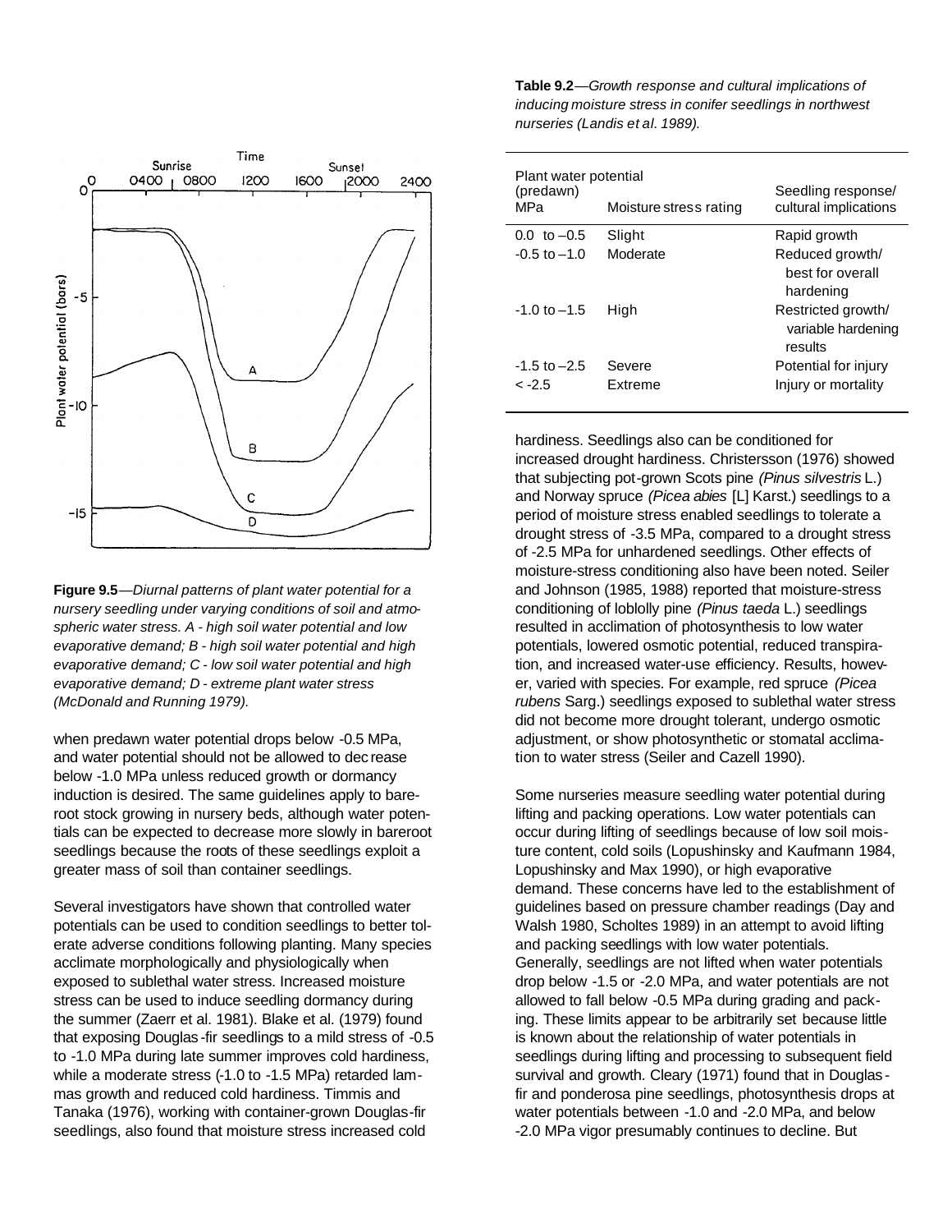**Figure 9.5**—*Diurnal patterns of plant water potential for a nursery seedling under varying conditions of soil and atmospheric water stress. A - high soil water potential and low evaporative demand; B - high soil water potential and high evaporative demand; C - low soil water potential and high evaporative demand; D - extreme plant water stress (McDonald and Running 1979).*

when predawn water potential drops below -0.5 MPa, and water potential should not be allowed to decrease below -1.0 MPa unless reduced growth or dormancy induction is desired. The same guidelines apply to bareroot stock growing in nursery beds, although water potentials can be expected to decrease more slowly in bareroot seedlings because the roots of these seedlings exploit a greater mass of soil than container seedlings.

Several investigators have shown that controlled water potentials can be used to condition seedlings to better tolerate adverse conditions following planting. Many species acclimate morphologically and physiologically when exposed to sublethal water stress. Increased moisture stress can be used to induce seedling dormancy during the summer (Zaerr et al. 1981). Blake et al. (1979) found that exposing Douglas-fir seedlings to a mild stress of -0.5 to -1.0 MPa during late summer improves cold hardiness, while a moderate stress (-1.0 to -1.5 MPa) retarded lammas growth and reduced cold hardiness. Timmis and Tanaka (1976), working with container-grown Douglas-fir seedlings, also found that moisture stress increased cold

**Table 9.2**—*Growth response and cultural implications of inducing moisture stress in conifer seedlings in northwest nurseries (Landis et al. 1989).*

| Plant water potential (predawn) MPa | Moisture stress rating | Seedling response/ cultural implications |
|---|---|---|
| 0.0 to –0.5 | Slight | Rapid growth |
| -0.5 to –1.0 | Moderate | Reduced growth/ best for overall hardening |
| -1.0 to –1.5 | High | Restricted growth/ variable hardening results |
| -1.5 to –2.5 | Severe | Potential for injury |
| < -2.5 | Extreme | Injury or mortality |

hardiness. Seedlings also can be conditioned for increased drought hardiness. Christersson (1976) showed that subjecting pot-grown Scots pine *(Pinus silvestris* L.) and Norway spruce *(Picea abies* [L] Karst.) seedlings to a period of moisture stress enabled seedlings to tolerate a drought stress of -3.5 MPa, compared to a drought stress of -2.5 MPa for unhardened seedlings. Other effects of moisture-stress conditioning also have been noted. Seiler and Johnson (1985, 1988) reported that moisture-stress conditioning of loblolly pine *(Pinus taeda* L.) seedlings resulted in acclimation of photosynthesis to low water potentials, lowered osmotic potential, reduced transpiration, and increased water-use efficiency. Results, however, varied with species. For example, red spruce *(Picea rubens* Sarg.) seedlings exposed to sublethal water stress did not become more drought tolerant, undergo osmotic adjustment, or show photosynthetic or stomatal acclimation to water stress (Seiler and Cazell 1990).

Some nurseries measure seedling water potential during lifting and packing operations. Low water potentials can occur during lifting of seedlings because of low soil moisture content, cold soils (Lopushinsky and Kaufmann 1984, Lopushinsky and Max 1990), or high evaporative demand. These concerns have led to the establishment of guidelines based on pressure chamber readings (Day and Walsh 1980, Scholtes 1989) in an attempt to avoid lifting and packing seedlings with low water potentials. Generally, seedlings are not lifted when water potentials drop below -1.5 or -2.0 MPa, and water potentials are not allowed to fall below -0.5 MPa during grading and packing. These limits appear to be arbitrarily set because little is known about the relationship of water potentials in seedlings during lifting and processing to subsequent field survival and growth. Cleary (1971) found that in Douglas-fir and ponderosa pine seedlings, photosynthesis drops at water potentials between -1.0 and -2.0 MPa, and below -2.0 MPa vigor presumably continues to decline. But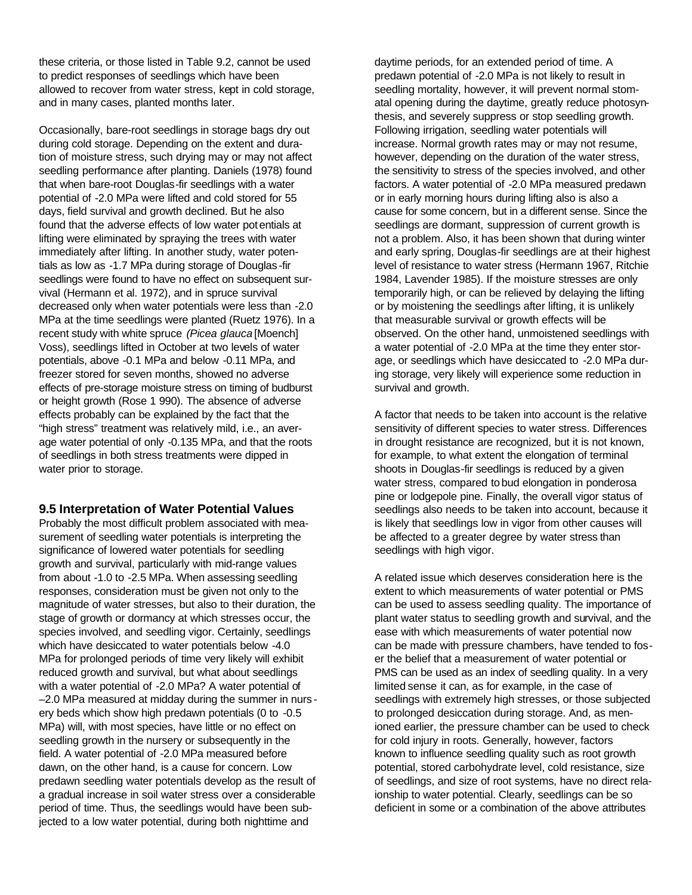these criteria, or those listed in Table 9.2, cannot be used to predict responses of seedlings which have been allowed to recover from water stress, kept in cold storage, and in many cases, planted months later.

Occasionally, bare-root seedlings in storage bags dry out during cold storage. Depending on the extent and duration of moisture stress, such drying may or may not affect seedling performance after planting. Daniels (1978) found that when bare-root Douglas-fir seedlings with a water potential of -2.0 MPa were lifted and cold stored for 55 days, field survival and growth declined. But he also found that the adverse effects of low water potentials at lifting were eliminated by spraying the trees with water immediately after lifting. In another study, water potentials as low as -1.7 MPa during storage of Douglas-fir seedlings were found to have no effect on subsequent survival (Hermann et al. 1972), and in spruce survival decreased only when water potentials were less than -2.0 MPa at the time seedlings were planted (Ruetz 1976). In a recent study with white spruce *(Picea glauca* [Moench] Voss), seedlings lifted in October at two levels of water potentials, above -0.1 MPa and below -0.11 MPa, and freezer stored for seven months, showed no adverse effects of pre-storage moisture stress on timing of budburst or height growth (Rose 1 990). The absence of adverse effects probably can be explained by the fact that the "high stress" treatment was relatively mild, i.e., an average water potential of only -0.135 MPa, and that the roots of seedlings in both stress treatments were dipped in water prior to storage.

## 9.5 Interpretation of Water Potential Values

Probably the most difficult problem associated with measurement of seedling water potentials is interpreting the significance of lowered water potentials for seedling growth and survival, particularly with mid-range values from about -1.0 to -2.5 MPa. When assessing seedling responses, consideration must be given not only to the magnitude of water stresses, but also to their duration, the stage of growth or dormancy at which stresses occur, the species involved, and seedling vigor. Certainly, seedlings which have desiccated to water potentials below -4.0 MPa for prolonged periods of time very likely will exhibit reduced growth and survival, but what about seedlings with a water potential of -2.0 MPa? A water potential of –2.0 MPa measured at midday during the summer in nursery beds which show high predawn potentials (0 to -0.5 MPa) will, with most species, have little or no effect on seedling growth in the nursery or subsequently in the field. A water potential of -2.0 MPa measured before dawn, on the other hand, is a cause for concern. Low predawn seedling water potentials develop as the result of a gradual increase in soil water stress over a considerable period of time. Thus, the seedlings would have been subjected to a low water potential, during both nighttime and daytime periods, for an extended period of time. A predawn potential of -2.0 MPa is not likely to result in seedling mortality, however, it will prevent normal stomatal opening during the daytime, greatly reduce photosynthesis, and severely suppress or stop seedling growth. Following irrigation, seedling water potentials will increase. Normal growth rates may or may not resume, however, depending on the duration of the water stress, the sensitivity to stress of the species involved, and other factors. A water potential of -2.0 MPa measured predawn or in early morning hours during lifting also is also a cause for some concern, but in a different sense. Since the seedlings are dormant, suppression of current growth is not a problem. Also, it has been shown that during winter and early spring, Douglas-fir seedlings are at their highest level of resistance to water stress (Hermann 1967, Ritchie 1984, Lavender 1985). If the moisture stresses are only temporarily high, or can be relieved by delaying the lifting or by moistening the seedlings after lifting, it is unlikely that measurable survival or growth effects will be observed. On the other hand, unmoistened seedlings with a water potential of -2.0 MPa at the time they enter storage, or seedlings which have desiccated to -2.0 MPa during storage, very likely will experience some reduction in survival and growth.

A factor that needs to be taken into account is the relative sensitivity of different species to water stress. Differences in drought resistance are recognized, but it is not known, for example, to what extent the elongation of terminal shoots in Douglas-fir seedlings is reduced by a given water stress, compared to bud elongation in ponderosa pine or lodgepole pine. Finally, the overall vigor status of seedlings also needs to be taken into account, because it is likely that seedlings low in vigor from other causes will be affected to a greater degree by water stress than seedlings with high vigor.

A related issue which deserves consideration here is the extent to which measurements of water potential or PMS can be used to assess seedling quality. The importance of plant water status to seedling growth and survival, and the ease with which measurements of water potential now can be made with pressure chambers, have tended to foster the belief that a measurement of water potential or PMS can be used as an index of seedling quality. In a very limited sense it can, as for example, in the case of seedlings with extremely high stresses, or those subjected to prolonged desiccation during storage. And, as mentioned earlier, the pressure chamber can be used to check for cold injury in roots. Generally, however, factors known to influence seedling quality such as root growth potential, stored carbohydrate level, cold resistance, size of seedlings, and size of root systems, have no direct relationship to water potential. Clearly, seedlings can be so deficient in some or a combination of the above attributes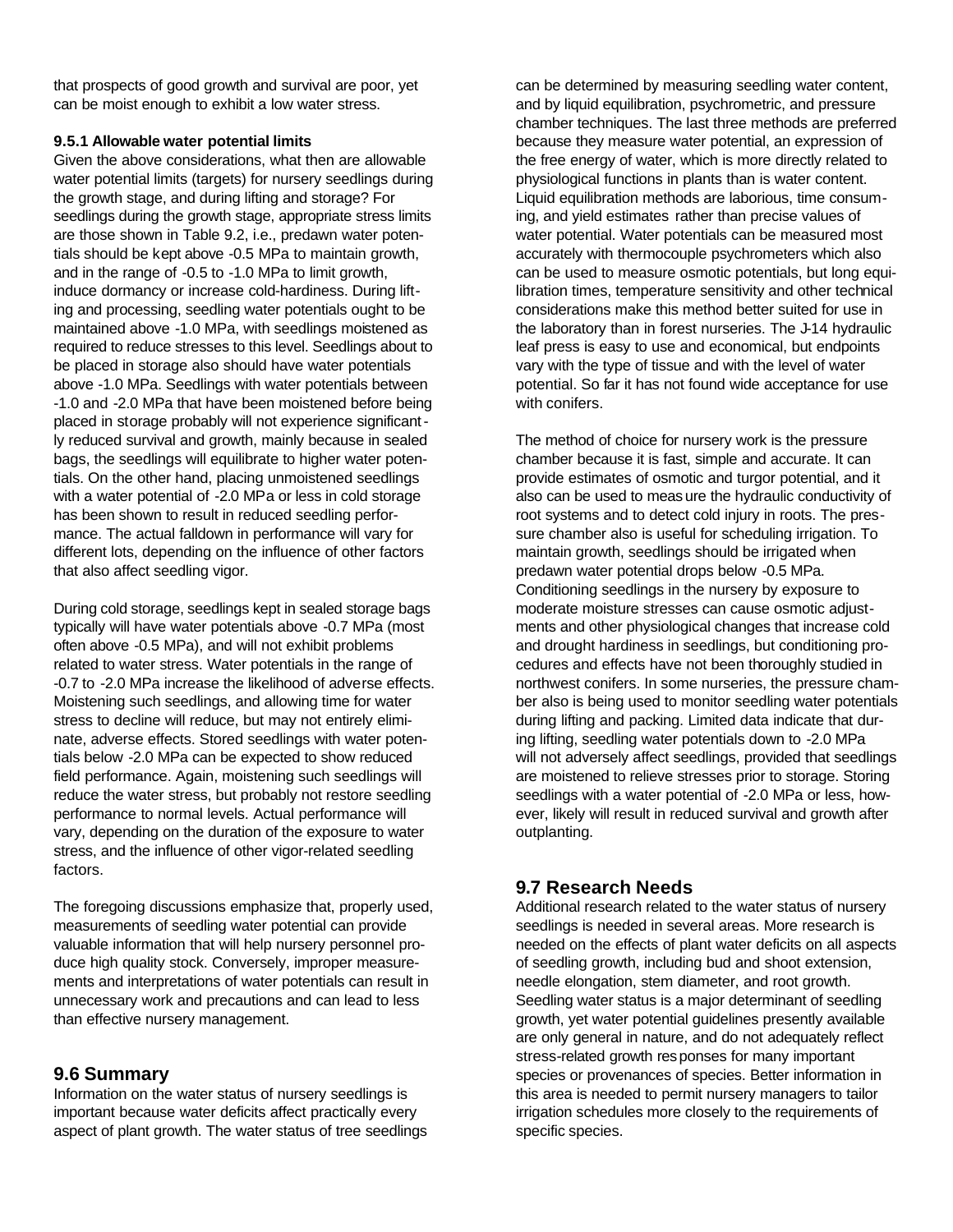that prospects of good growth and survival are poor, yet can be moist enough to exhibit a low water stress.

### 9.5.1 Allowable water potential limits

Given the above considerations, what then are allowable water potential limits (targets) for nursery seedlings during the growth stage, and during lifting and storage? For seedlings during the growth stage, appropriate stress limits are those shown in Table 9.2, i.e., predawn water potentials should be kept above -0.5 MPa to maintain growth, and in the range of -0.5 to -1.0 MPa to limit growth, induce dormancy or increase cold-hardiness. During lifting and processing, seedling water potentials ought to be maintained above -1.0 MPa, with seedlings moistened as required to reduce stresses to this level. Seedlings about to be placed in storage also should have water potentials above -1.0 MPa. Seedlings with water potentials between -1.0 and -2.0 MPa that have been moistened before being placed in storage probably will not experience significantly reduced survival and growth, mainly because in sealed bags, the seedlings will equilibrate to higher water potentials. On the other hand, placing unmoistened seedlings with a water potential of -2.0 MPa or less in cold storage has been shown to result in reduced seedling performance. The actual falldown in performance will vary for different lots, depending on the influence of other factors that also affect seedling vigor.

During cold storage, seedlings kept in sealed storage bags typically will have water potentials above -0.7 MPa (most often above -0.5 MPa), and will not exhibit problems related to water stress. Water potentials in the range of -0.7 to -2.0 MPa increase the likelihood of adverse effects. Moistening such seedlings, and allowing time for water stress to decline will reduce, but may not entirely eliminate, adverse effects. Stored seedlings with water potentials below -2.0 MPa can be expected to show reduced field performance. Again, moistening such seedlings will reduce the water stress, but probably not restore seedling performance to normal levels. Actual performance will vary, depending on the duration of the exposure to water stress, and the influence of other vigor-related seedling factors.

The foregoing discussions emphasize that, properly used, measurements of seedling water potential can provide valuable information that will help nursery personnel produce high quality stock. Conversely, improper measurements and interpretations of water potentials can result in unnecessary work and precautions and can lead to less than effective nursery management.

## 9.6 Summary

Information on the water status of nursery seedlings is important because water deficits affect practically every aspect of plant growth. The water status of tree seedlings can be determined by measuring seedling water content, and by liquid equilibration, psychrometric, and pressure chamber techniques. The last three methods are preferred because they measure water potential, an expression of the free energy of water, which is more directly related to physiological functions in plants than is water content. Liquid equilibration methods are laborious, time consuming, and yield estimates rather than precise values of water potential. Water potentials can be measured most accurately with thermocouple psychrometers which also can be used to measure osmotic potentials, but long equilibration times, temperature sensitivity and other technical considerations make this method better suited for use in the laboratory than in forest nurseries. The J-14 hydraulic leaf press is easy to use and economical, but endpoints vary with the type of tissue and with the level of water potential. So far it has not found wide acceptance for use with conifers.

The method of choice for nursery work is the pressure chamber because it is fast, simple and accurate. It can provide estimates of osmotic and turgor potential, and it also can be used to measure the hydraulic conductivity of root systems and to detect cold injury in roots. The pressure chamber also is useful for scheduling irrigation. To maintain growth, seedlings should be irrigated when predawn water potential drops below -0.5 MPa. Conditioning seedlings in the nursery by exposure to moderate moisture stresses can cause osmotic adjustments and other physiological changes that increase cold and drought hardiness in seedlings, but conditioning procedures and effects have not been thoroughly studied in northwest conifers. In some nurseries, the pressure chamber also is being used to monitor seedling water potentials during lifting and packing. Limited data indicate that during lifting, seedling water potentials down to -2.0 MPa will not adversely affect seedlings, provided that seedlings are moistened to relieve stresses prior to storage. Storing seedlings with a water potential of -2.0 MPa or less, however, likely will result in reduced survival and growth after outplanting.

## 9.7 Research Needs

Additional research related to the water status of nursery seedlings is needed in several areas. More research is needed on the effects of plant water deficits on all aspects of seedling growth, including bud and shoot extension, needle elongation, stem diameter, and root growth. Seedling water status is a major determinant of seedling growth, yet water potential guidelines presently available are only general in nature, and do not adequately reflect stress-related growth responses for many important species or provenances of species. Better information in this area is needed to permit nursery managers to tailor irrigation schedules more closely to the requirements of specific species.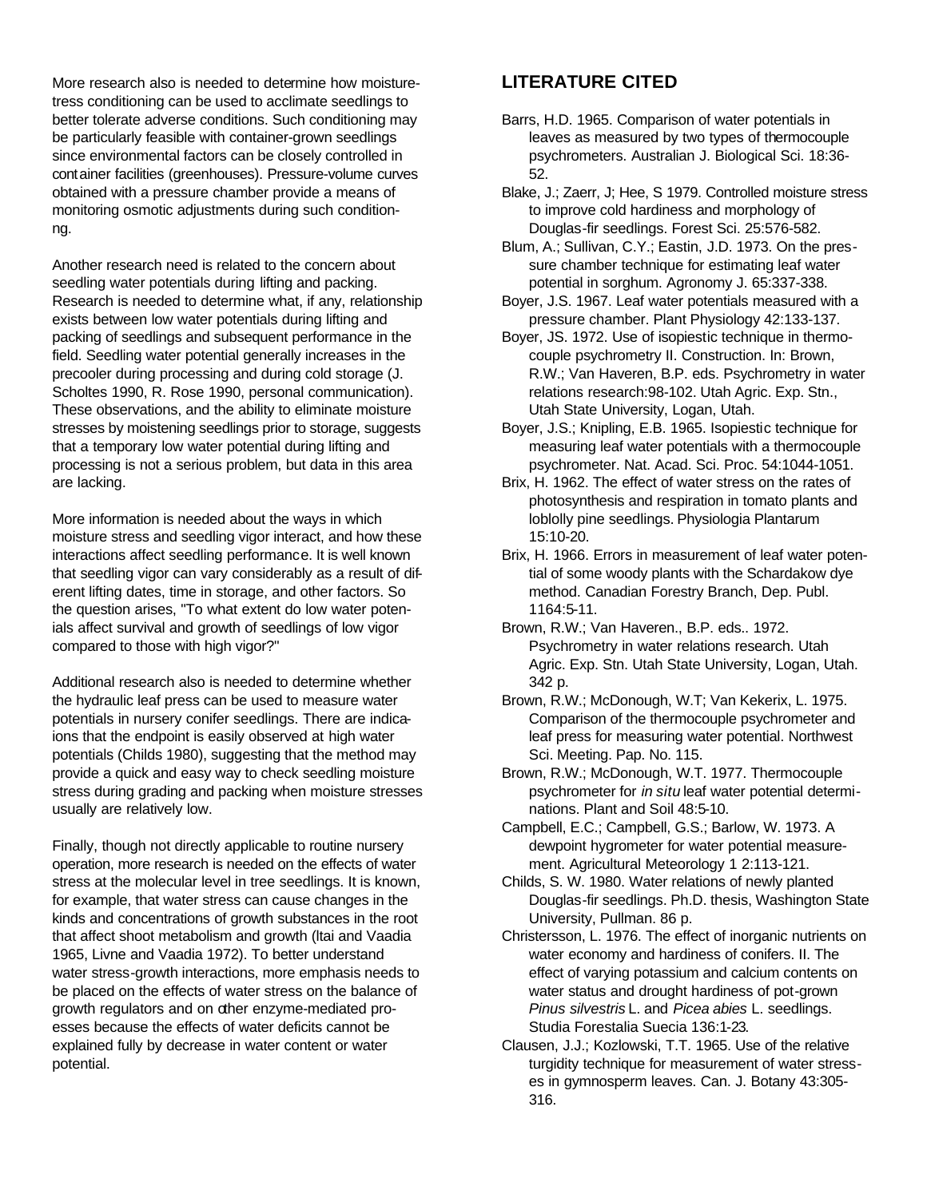More research also is needed to determine how moisture-tress conditioning can be used to acclimate seedlings to better tolerate adverse conditions. Such conditioning may be particularly feasible with container-grown seedlings since environmental factors can be closely controlled in container facilities (greenhouses). Pressure-volume curves obtained with a pressure chamber provide a means of monitoring osmotic adjustments during such conditioning.

Another research need is related to the concern about seedling water potentials during lifting and packing. Research is needed to determine what, if any, relationship exists between low water potentials during lifting and packing of seedlings and subsequent performance in the field. Seedling water potential generally increases in the precooler during processing and during cold storage (J. Scholtes 1990, R. Rose 1990, personal communication). These observations, and the ability to eliminate moisture stresses by moistening seedlings prior to storage, suggests that a temporary low water potential during lifting and processing is not a serious problem, but data in this area are lacking.

More information is needed about the ways in which moisture stress and seedling vigor interact, and how these interactions affect seedling performance. It is well known that seedling vigor can vary considerably as a result of different lifting dates, time in storage, and other factors. So the question arises, "To what extent do low water potentials affect survival and growth of seedlings of low vigor compared to those with high vigor?"

Additional research also is needed to determine whether the hydraulic leaf press can be used to measure water potentials in nursery conifer seedlings. There are indications that the endpoint is easily observed at high water potentials (Childs 1980), suggesting that the method may provide a quick and easy way to check seedling moisture stress during grading and packing when moisture stresses usually are relatively low.

Finally, though not directly applicable to routine nursery operation, more research is needed on the effects of water stress at the molecular level in tree seedlings. It is known, for example, that water stress can cause changes in the kinds and concentrations of growth substances in the root that affect shoot metabolism and growth (Itai and Vaadia 1965, Livne and Vaadia 1972). To better understand water stress-growth interactions, more emphasis needs to be placed on the effects of water stress on the balance of growth regulators and on other enzyme-mediated processes because the effects of water deficits cannot be explained fully by decrease in water content or water potential.

## LITERATURE CITED

Barrs, H.D. 1965. Comparison of water potentials in leaves as measured by two types of thermocouple psychrometers. Australian J. Biological Sci. 18:36-52.

Blake, J.; Zaerr, J; Hee, S 1979. Controlled moisture stress to improve cold hardiness and morphology of Douglas-fir seedlings. Forest Sci. 25:576-582.

Blum, A.; Sullivan, C.Y.; Eastin, J.D. 1973. On the pressure chamber technique for estimating leaf water potential in sorghum. Agronomy J. 65:337-338.

Boyer, J.S. 1967. Leaf water potentials measured with a pressure chamber. Plant Physiology 42:133-137.

Boyer, JS. 1972. Use of isopiestic technique in thermocouple psychrometry II. Construction. In: Brown, R.W.; Van Haveren, B.P. eds. Psychrometry in water relations research:98-102. Utah Agric. Exp. Stn., Utah State University, Logan, Utah.

Boyer, J.S.; Knipling, E.B. 1965. Isopiestic technique for measuring leaf water potentials with a thermocouple psychrometer. Nat. Acad. Sci. Proc. 54:1044-1051.

Brix, H. 1962. The effect of water stress on the rates of photosynthesis and respiration in tomato plants and loblolly pine seedlings. Physiologia Plantarum 15:10-20.

Brix, H. 1966. Errors in measurement of leaf water potential of some woody plants with the Schardakow dye method. Canadian Forestry Branch, Dep. Publ. 1164:5-11.

Brown, R.W.; Van Haveren., B.P. eds.. 1972. Psychrometry in water relations research. Utah Agric. Exp. Stn. Utah State University, Logan, Utah. 342 p.

Brown, R.W.; McDonough, W.T; Van Kekerix, L. 1975. Comparison of the thermocouple psychrometer and leaf press for measuring water potential. Northwest Sci. Meeting. Pap. No. 115.

Brown, R.W.; McDonough, W.T. 1977. Thermocouple psychrometer for *in situ* leaf water potential determinations. Plant and Soil 48:5-10.

Campbell, E.C.; Campbell, G.S.; Barlow, W. 1973. A dewpoint hygrometer for water potential measurement. Agricultural Meteorology 1 2:113-121.

Childs, S. W. 1980. Water relations of newly planted Douglas-fir seedlings. Ph.D. thesis, Washington State University, Pullman. 86 p.

Christersson, L. 1976. The effect of inorganic nutrients on water economy and hardiness of conifers. II. The effect of varying potassium and calcium contents on water status and drought hardiness of pot-grown *Pinus silvestris* L. and *Picea abies* L. seedlings. Studia Forestalia Suecia 136:1-23.

Clausen, J.J.; Kozlowski, T.T. 1965. Use of the relative turgidity technique for measurement of water stresses in gymnosperm leaves. Can. J. Botany 43:305-316.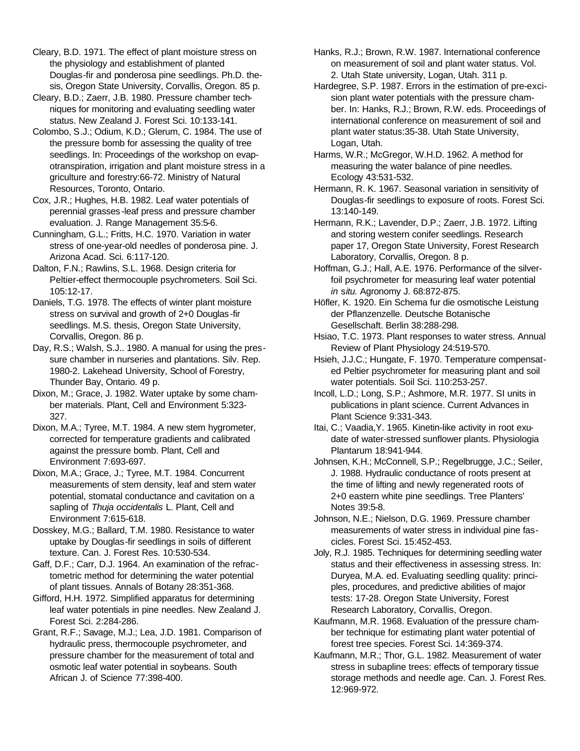Cleary, B.D. 1971. The effect of plant moisture stress on the physiology and establishment of planted Douglas-fir and ponderosa pine seedlings. Ph.D. thesis, Oregon State University, Corvallis, Oregon. 85 p.

Cleary, B.D.; Zaerr, J.B. 1980. Pressure chamber techniques for monitoring and evaluating seedling water status. New Zealand J. Forest Sci. 10:133-141.

Colombo, S.J.; Odium, K.D.; Glerum, C. 1984. The use of the pressure bomb for assessing the quality of tree seedlings. In: Proceedings of the workshop on evapotranspiration, irrigation and plant moisture stress in agriculture and forestry:66-72. Ministry of Natural Resources, Toronto, Ontario.

Cox, J.R.; Hughes, H.B. 1982. Leaf water potentials of perennial grasses-leaf press and pressure chamber evaluation. J. Range Management 35:5-6.

Cunningham, G.L.; Fritts, H.C. 1970. Variation in water stress of one-year-old needles of ponderosa pine. J. Arizona Acad. Sci. 6:117-120.

Dalton, F.N.; Rawlins, S.L. 1968. Design criteria for Peltier-effect thermocouple psychrometers. Soil Sci. 105:12-17.

Daniels, T.G. 1978. The effects of winter plant moisture stress on survival and growth of 2+0 Douglas-fir seedlings. M.S. thesis, Oregon State University, Corvallis, Oregon. 86 p.

Day, R.S.; Walsh, S.J.. 1980. A manual for using the pressure chamber in nurseries and plantations. Silv. Rep. 1980-2. Lakehead University, School of Forestry, Thunder Bay, Ontario. 49 p.

Dixon, M.; Grace, J. 1982. Water uptake by some chamber materials. Plant, Cell and Environment 5:323-327.

Dixon, M.A.; Tyree, M.T. 1984. A new stem hygrometer, corrected for temperature gradients and calibrated against the pressure bomb. Plant, Cell and Environment 7:693-697.

Dixon, M.A.; Grace, J.; Tyree, M.T. 1984. Concurrent measurements of stem density, leaf and stem water potential, stomatal conductance and cavitation on a sapling of *Thuja occidentalis* L. Plant, Cell and Environment 7:615-618.

Dosskey, M.G.; Ballard, T.M. 1980. Resistance to water uptake by Douglas-fir seedlings in soils of different texture. Can. J. Forest Res. 10:530-534.

Gaff, D.F.; Carr, D.J. 1964. An examination of the refractometric method for determining the water potential of plant tissues. Annals of Botany 28:351-368.

Gifford, H.H. 1972. Simplified apparatus for determining leaf water potentials in pine needles. New Zealand J. Forest Sci. 2:284-286.

Grant, R.F.; Savage, M.J.; Lea, J.D. 1981. Comparison of hydraulic press, thermocouple psychrometer, and pressure chamber for the measurement of total and osmotic leaf water potential in soybeans. South African J. of Science 77:398-400.

Hanks, R.J.; Brown, R.W. 1987. International conference on measurement of soil and plant water status. Vol. 2. Utah State university, Logan, Utah. 311 p.

Hardegree, S.P. 1987. Errors in the estimation of pre-excision plant water potentials with the pressure chamber. In: Hanks, R.J.; Brown, R.W. eds. Proceedings of international conference on measurement of soil and plant water status:35-38. Utah State University, Logan, Utah.

Harms, W.R.; McGregor, W.H.D. 1962. A method for measuring the water balance of pine needles. Ecology 43:531-532.

Hermann, R. K. 1967. Seasonal variation in sensitivity of Douglas-fir seedlings to exposure of roots. Forest Sci. 13:140-149.

Hermann, R.K.; Lavender, D.P.; Zaerr, J.B. 1972. Lifting and storing western conifer seedlings. Research paper 17, Oregon State University, Forest Research Laboratory, Corvallis, Oregon. 8 p.

Hoffman, G.J.; Hall, A.E. 1976. Performance of the silver-foil psychrometer for measuring leaf water potential *in situ.* Agronomy J. 68:872-875.

Höfler, K. 1920. Ein Schema fur die osmotische Leistung der Pflanzenzelle. Deutsche Botanische Gesellschaft. Berlin 38:288-298.

Hsiao, T.C. 1973. Plant responses to water stress. Annual Review of Plant Physiology 24:519-570.

Hsieh, J.J.C.; Hungate, F. 1970. Temperature compensated Peltier psychrometer for measuring plant and soil water potentials. Soil Sci. 110:253-257.

Incoll, L.D.; Long, S.P.; Ashmore, M.R. 1977. SI units in publications in plant science. Current Advances in Plant Science 9:331-343.

Itai, C.; Vaadia,Y. 1965. Kinetin-like activity in root exudate of water-stressed sunflower plants. Physiologia Plantarum 18:941-944.

Johnsen, K.H.; McConnell, S.P.; Regelbrugge, J.C.; Seiler, J. 1988. Hydraulic conductance of roots present at the time of lifting and newly regenerated roots of 2+0 eastern white pine seedlings. Tree Planters' Notes 39:5-8.

Johnson, N.E.; Nielson, D.G. 1969. Pressure chamber measurements of water stress in individual pine fascicles. Forest Sci. 15:452-453.

Joly, R.J. 1985. Techniques for determining seedling water status and their effectiveness in assessing stress. In: Duryea, M.A. ed. Evaluating seedling quality: principles, procedures, and predictive abilities of major tests: 17-28. Oregon State University, Forest Research Laboratory, Corvallis, Oregon.

Kaufmann, M.R. 1968. Evaluation of the pressure chamber technique for estimating plant water potential of forest tree species. Forest Sci. 14:369-374.

Kaufmann, M.R.; Thor, G.L. 1982. Measurement of water stress in subapline trees: effects of temporary tissue storage methods and needle age. Can. J. Forest Res. 12:969-972.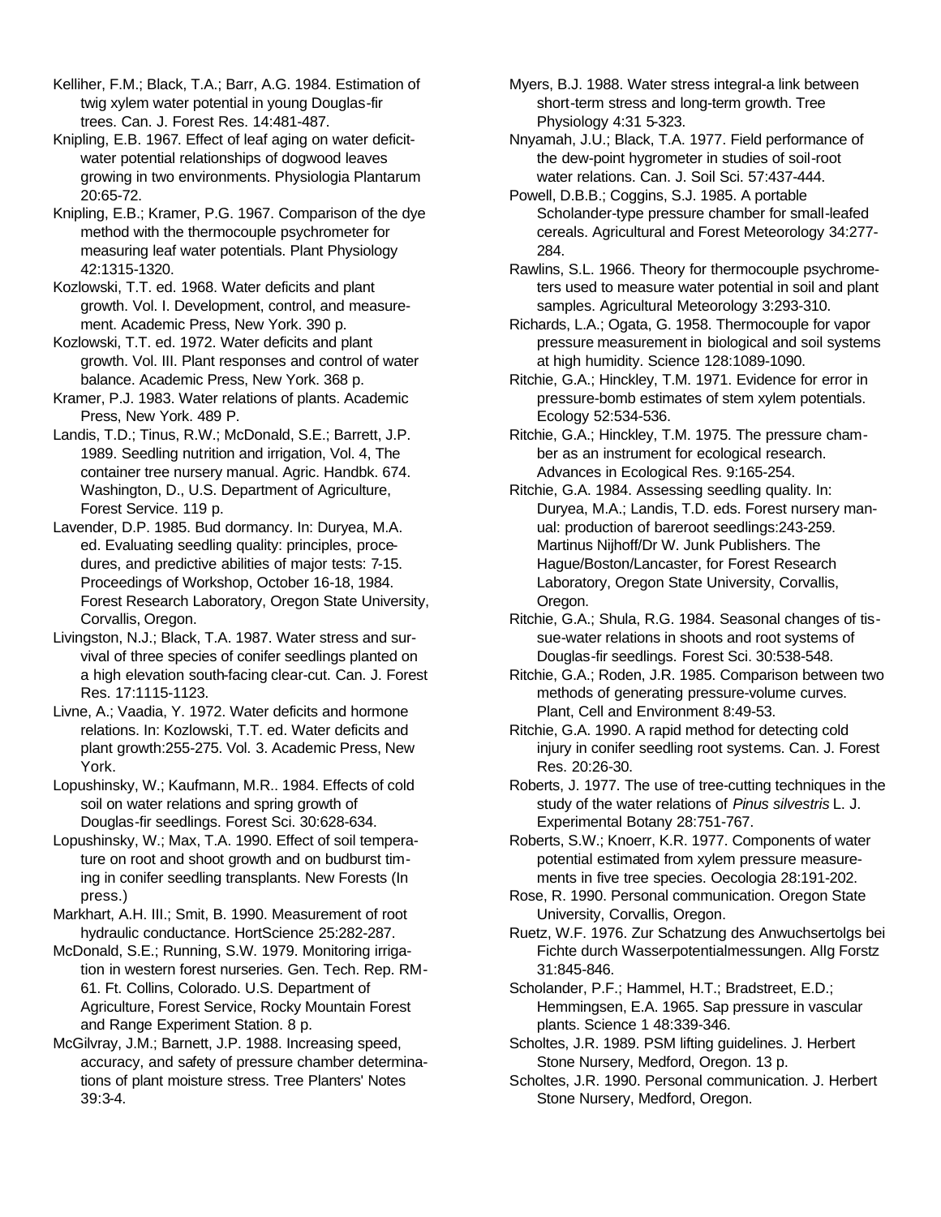Kelliher, F.M.; Black, T.A.; Barr, A.G. 1984. Estimation of twig xylem water potential in young Douglas-fir trees. Can. J. Forest Res. 14:481-487.

Knipling, E.B. 1967. Effect of leaf aging on water deficit-water potential relationships of dogwood leaves growing in two environments. Physiologia Plantarum 20:65-72.

Knipling, E.B.; Kramer, P.G. 1967. Comparison of the dye method with the thermocouple psychrometer for measuring leaf water potentials. Plant Physiology 42:1315-1320.

Kozlowski, T.T. ed. 1968. Water deficits and plant growth. Vol. I. Development, control, and measurement. Academic Press, New York. 390 p.

Kozlowski, T.T. ed. 1972. Water deficits and plant growth. Vol. III. Plant responses and control of water balance. Academic Press, New York. 368 p.

Kramer, P.J. 1983. Water relations of plants. Academic Press, New York. 489 P.

Landis, T.D.; Tinus, R.W.; McDonald, S.E.; Barrett, J.P. 1989. Seedling nutrition and irrigation, Vol. 4, The container tree nursery manual. Agric. Handbk. 674. Washington, D., U.S. Department of Agriculture, Forest Service. 119 p.

Lavender, D.P. 1985. Bud dormancy. In: Duryea, M.A. ed. Evaluating seedling quality: principles, procedures, and predictive abilities of major tests: 7-15. Proceedings of Workshop, October 16-18, 1984. Forest Research Laboratory, Oregon State University, Corvallis, Oregon.

Livingston, N.J.; Black, T.A. 1987. Water stress and survival of three species of conifer seedlings planted on a high elevation south-facing clear-cut. Can. J. Forest Res. 17:1115-1123.

Livne, A.; Vaadia, Y. 1972. Water deficits and hormone relations. In: Kozlowski, T.T. ed. Water deficits and plant growth:255-275. Vol. 3. Academic Press, New York.

Lopushinsky, W.; Kaufmann, M.R.. 1984. Effects of cold soil on water relations and spring growth of Douglas-fir seedlings. Forest Sci. 30:628-634.

Lopushinsky, W.; Max, T.A. 1990. Effect of soil temperature on root and shoot growth and on budburst timing in conifer seedling transplants. New Forests (In press.)

Markhart, A.H. III.; Smit, B. 1990. Measurement of root hydraulic conductance. HortScience 25:282-287.

McDonald, S.E.; Running, S.W. 1979. Monitoring irrigation in western forest nurseries. Gen. Tech. Rep. RM-61. Ft. Collins, Colorado. U.S. Department of Agriculture, Forest Service, Rocky Mountain Forest and Range Experiment Station. 8 p.

McGilvray, J.M.; Barnett, J.P. 1988. Increasing speed, accuracy, and safety of pressure chamber determinations of plant moisture stress. Tree Planters' Notes 39:3-4.

Myers, B.J. 1988. Water stress integral-a link between short-term stress and long-term growth. Tree Physiology 4:31 5-323.

Nnyamah, J.U.; Black, T.A. 1977. Field performance of the dew-point hygrometer in studies of soil-root water relations. Can. J. Soil Sci. 57:437-444.

Powell, D.B.B.; Coggins, S.J. 1985. A portable Scholander-type pressure chamber for small-leafed cereals. Agricultural and Forest Meteorology 34:277-284.

Rawlins, S.L. 1966. Theory for thermocouple psychrometers used to measure water potential in soil and plant samples. Agricultural Meteorology 3:293-310.

Richards, L.A.; Ogata, G. 1958. Thermocouple for vapor pressure measurement in biological and soil systems at high humidity. Science 128:1089-1090.

Ritchie, G.A.; Hinckley, T.M. 1971. Evidence for error in pressure-bomb estimates of stem xylem potentials. Ecology 52:534-536.

Ritchie, G.A.; Hinckley, T.M. 1975. The pressure chamber as an instrument for ecological research. Advances in Ecological Res. 9:165-254.

Ritchie, G.A. 1984. Assessing seedling quality. In: Duryea, M.A.; Landis, T.D. eds. Forest nursery manual: production of bareroot seedlings:243-259. Martinus Nijhoff/Dr W. Junk Publishers. The Hague/Boston/Lancaster, for Forest Research Laboratory, Oregon State University, Corvallis, Oregon.

Ritchie, G.A.; Shula, R.G. 1984. Seasonal changes of tissue-water relations in shoots and root systems of Douglas-fir seedlings. Forest Sci. 30:538-548.

Ritchie, G.A.; Roden, J.R. 1985. Comparison between two methods of generating pressure-volume curves. Plant, Cell and Environment 8:49-53.

Ritchie, G.A. 1990. A rapid method for detecting cold injury in conifer seedling root systems. Can. J. Forest Res. 20:26-30.

Roberts, J. 1977. The use of tree-cutting techniques in the study of the water relations of *Pinus silvestris* L. J. Experimental Botany 28:751-767.

Roberts, S.W.; Knoerr, K.R. 1977. Components of water potential estimated from xylem pressure measurements in five tree species. Oecologia 28:191-202.

Rose, R. 1990. Personal communication. Oregon State University, Corvallis, Oregon.

Ruetz, W.F. 1976. Zur Schatzung des Anwuchsertolgs bei Fichte durch Wasserpotentialmessungen. Allg Forstz 31:845-846.

Scholander, P.F.; Hammel, H.T.; Bradstreet, E.D.; Hemmingsen, E.A. 1965. Sap pressure in vascular plants. Science 1 48:339-346.

Scholtes, J.R. 1989. PSM lifting guidelines. J. Herbert Stone Nursery, Medford, Oregon. 13 p.

Scholtes, J.R. 1990. Personal communication. J. Herbert Stone Nursery, Medford, Oregon.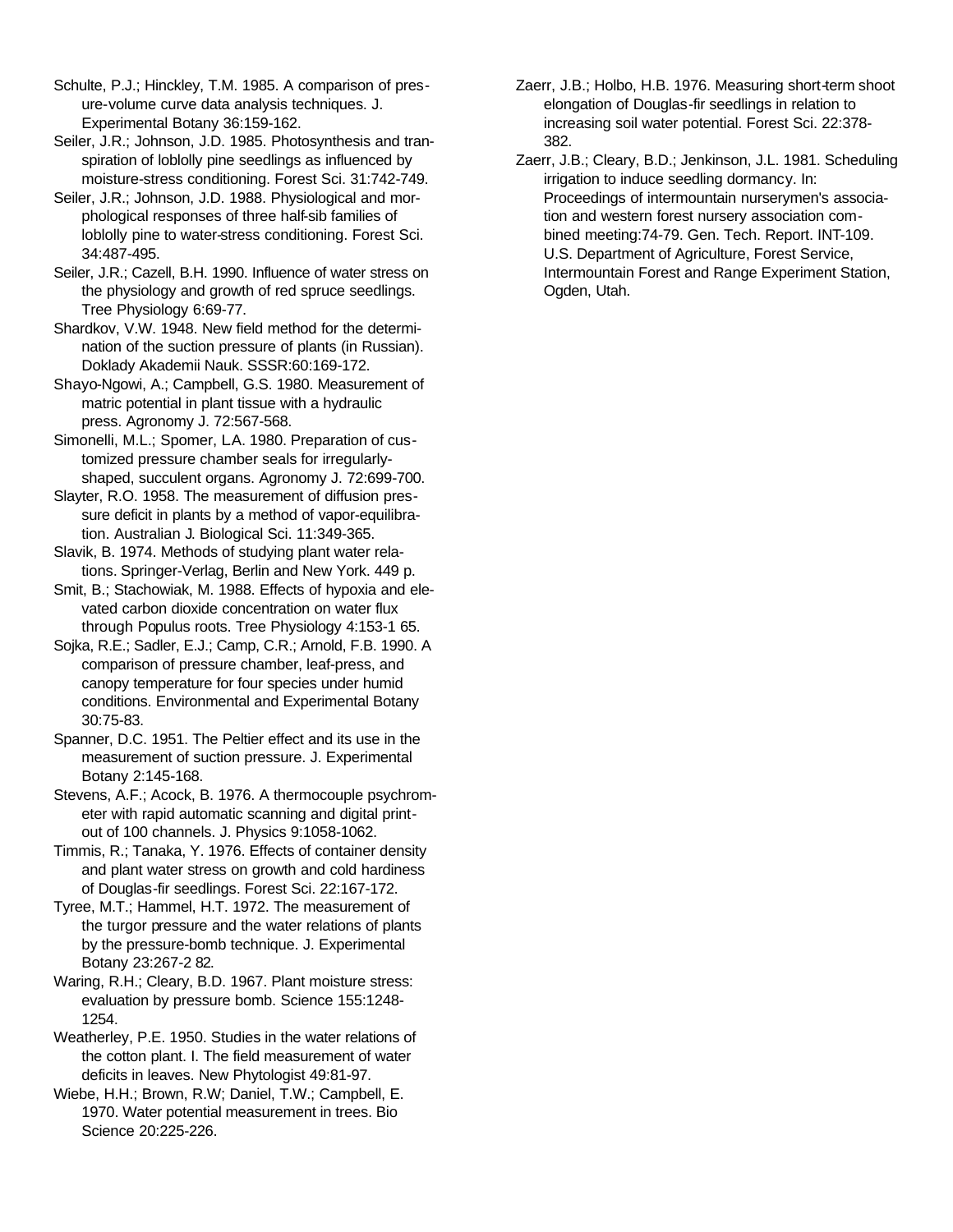Schulte, P.J.; Hinckley, T.M. 1985. A comparison of pressure-volume curve data analysis techniques. J. Experimental Botany 36:159-162.

Seiler, J.R.; Johnson, J.D. 1985. Photosynthesis and transpiration of loblolly pine seedlings as influenced by moisture-stress conditioning. Forest Sci. 31:742-749.

Seiler, J.R.; Johnson, J.D. 1988. Physiological and morphological responses of three half-sib families of loblolly pine to water-stress conditioning. Forest Sci. 34:487-495.

Seiler, J.R.; Cazell, B.H. 1990. Influence of water stress on the physiology and growth of red spruce seedlings. Tree Physiology 6:69-77.

Shardkov, V.W. 1948. New field method for the determination of the suction pressure of plants (in Russian). Doklady Akademii Nauk. SSSR:60:169-172.

Shayo-Ngowi, A.; Campbell, G.S. 1980. Measurement of matric potential in plant tissue with a hydraulic press. Agronomy J. 72:567-568.

Simonelli, M.L.; Spomer, LA. 1980. Preparation of customized pressure chamber seals for irregularly-shaped, succulent organs. Agronomy J. 72:699-700.

Slayter, R.O. 1958. The measurement of diffusion pressure deficit in plants by a method of vapor-equilibration. Australian J. Biological Sci. 11:349-365.

Slavik, B. 1974. Methods of studying plant water relations. Springer-Verlag, Berlin and New York. 449 p.

Smit, B.; Stachowiak, M. 1988. Effects of hypoxia and elevated carbon dioxide concentration on water flux through Populus roots. Tree Physiology 4:153-1 65.

Sojka, R.E.; Sadler, E.J.; Camp, C.R.; Arnold, F.B. 1990. A comparison of pressure chamber, leaf-press, and canopy temperature for four species under humid conditions. Environmental and Experimental Botany 30:75-83.

Spanner, D.C. 1951. The Peltier effect and its use in the measurement of suction pressure. J. Experimental Botany 2:145-168.

Stevens, A.F.; Acock, B. 1976. A thermocouple psychrometer with rapid automatic scanning and digital printout of 100 channels. J. Physics 9:1058-1062.

Timmis, R.; Tanaka, Y. 1976. Effects of container density and plant water stress on growth and cold hardiness of Douglas-fir seedlings. Forest Sci. 22:167-172.

Tyree, M.T.; Hammel, H.T. 1972. The measurement of the turgor pressure and the water relations of plants by the pressure-bomb technique. J. Experimental Botany 23:267-2 82.

Waring, R.H.; Cleary, B.D. 1967. Plant moisture stress: evaluation by pressure bomb. Science 155:1248-1254.

Weatherley, P.E. 1950. Studies in the water relations of the cotton plant. I. The field measurement of water deficits in leaves. New Phytologist 49:81-97.

Wiebe, H.H.; Brown, R.W; Daniel, T.W.; Campbell, E. 1970. Water potential measurement in trees. Bio Science 20:225-226.

Zaerr, J.B.; Holbo, H.B. 1976. Measuring short-term shoot elongation of Douglas-fir seedlings in relation to increasing soil water potential. Forest Sci. 22:378-382.

Zaerr, J.B.; Cleary, B.D.; Jenkinson, J.L. 1981. Scheduling irrigation to induce seedling dormancy. In: Proceedings of intermountain nurserymen's association and western forest nursery association combined meeting:74-79. Gen. Tech. Report. INT-109. U.S. Department of Agriculture, Forest Service, Intermountain Forest and Range Experiment Station, Ogden, Utah.